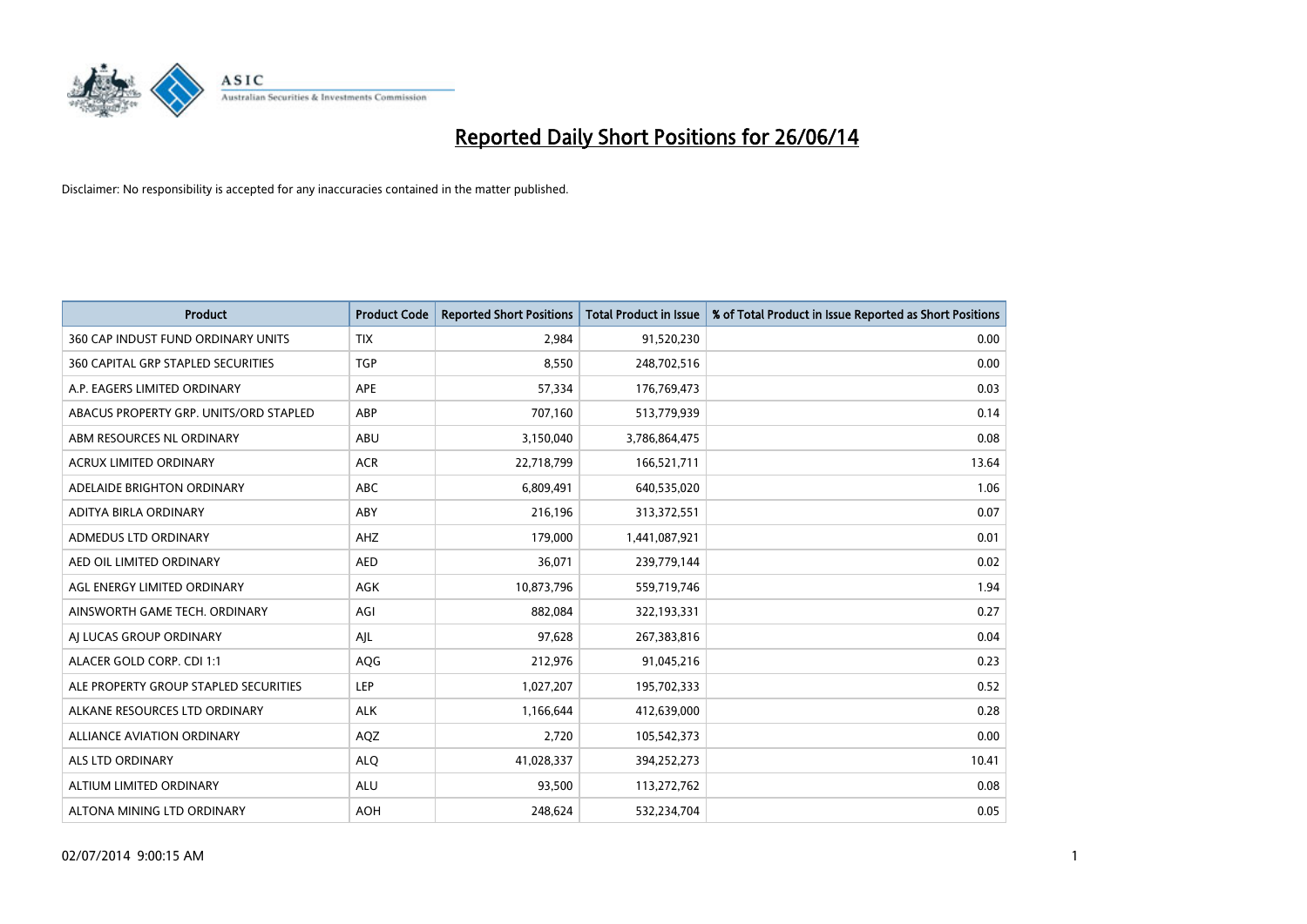# Reported Daily Short Positions for 26/06/14

Disclaimer: No responsibility is accepted for any inaccuracies contained in the matter published.

| Product | Product Code | Reported Short Positions | Total Product in Issue | % of Total Product in Issue Reported as Short Positions |
|---|---|---|---|---|
| 360 CAP INDUST FUND ORDINARY UNITS | TIX | 2,984 | 91,520,230 | 0.00 |
| 360 CAPITAL GRP STAPLED SECURITIES | TGP | 8,550 | 248,702,516 | 0.00 |
| A.P. EAGERS LIMITED ORDINARY | APE | 57,334 | 176,769,473 | 0.03 |
| ABACUS PROPERTY GRP. UNITS/ORD STAPLED | ABP | 707,160 | 513,779,939 | 0.14 |
| ABM RESOURCES NL ORDINARY | ABU | 3,150,040 | 3,786,864,475 | 0.08 |
| ACRUX LIMITED ORDINARY | ACR | 22,718,799 | 166,521,711 | 13.64 |
| ADELAIDE BRIGHTON ORDINARY | ABC | 6,809,491 | 640,535,020 | 1.06 |
| ADITYA BIRLA ORDINARY | ABY | 216,196 | 313,372,551 | 0.07 |
| ADMEDUS LTD ORDINARY | AHZ | 179,000 | 1,441,087,921 | 0.01 |
| AED OIL LIMITED ORDINARY | AED | 36,071 | 239,779,144 | 0.02 |
| AGL ENERGY LIMITED ORDINARY | AGK | 10,873,796 | 559,719,746 | 1.94 |
| AINSWORTH GAME TECH. ORDINARY | AGI | 882,084 | 322,193,331 | 0.27 |
| AJ LUCAS GROUP ORDINARY | AJL | 97,628 | 267,383,816 | 0.04 |
| ALACER GOLD CORP. CDI 1:1 | AQG | 212,976 | 91,045,216 | 0.23 |
| ALE PROPERTY GROUP STAPLED SECURITIES | LEP | 1,027,207 | 195,702,333 | 0.52 |
| ALKANE RESOURCES LTD ORDINARY | ALK | 1,166,644 | 412,639,000 | 0.28 |
| ALLIANCE AVIATION ORDINARY | AQZ | 2,720 | 105,542,373 | 0.00 |
| ALS LTD ORDINARY | ALQ | 41,028,337 | 394,252,273 | 10.41 |
| ALTIUM LIMITED ORDINARY | ALU | 93,500 | 113,272,762 | 0.08 |
| ALTONA MINING LTD ORDINARY | AOH | 248,624 | 532,234,704 | 0.05 |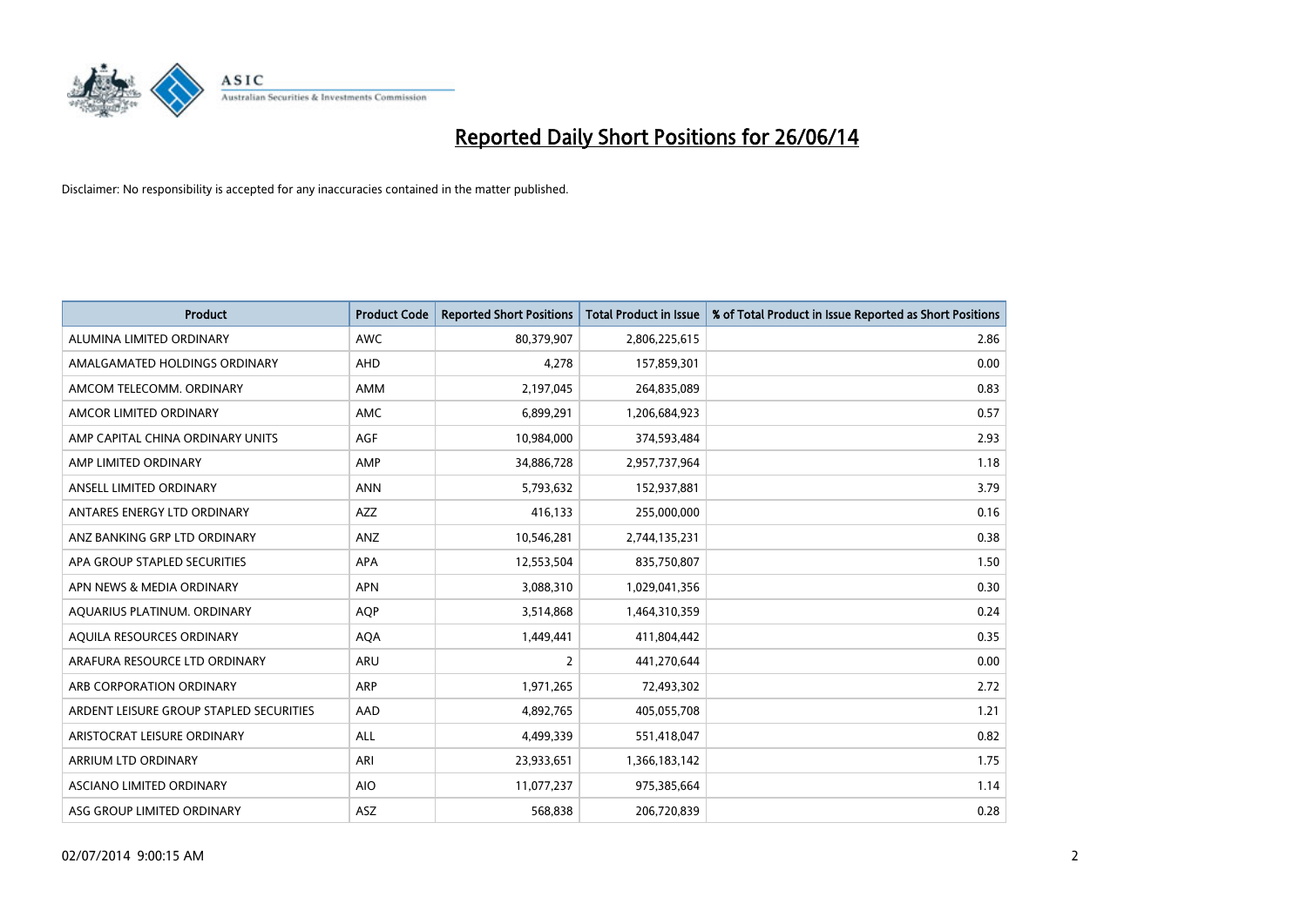# Reported Daily Short Positions for 26/06/14

Disclaimer: No responsibility is accepted for any inaccuracies contained in the matter published.

| Product | Product Code | Reported Short Positions | Total Product in Issue | % of Total Product in Issue Reported as Short Positions |
|---|---|---|---|---|
| ALUMINA LIMITED ORDINARY | AWC | 80,379,907 | 2,806,225,615 | 2.86 |
| AMALGAMATED HOLDINGS ORDINARY | AHD | 4,278 | 157,859,301 | 0.00 |
| AMCOM TELECOMM. ORDINARY | AMM | 2,197,045 | 264,835,089 | 0.83 |
| AMCOR LIMITED ORDINARY | AMC | 6,899,291 | 1,206,684,923 | 0.57 |
| AMP CAPITAL CHINA ORDINARY UNITS | AGF | 10,984,000 | 374,593,484 | 2.93 |
| AMP LIMITED ORDINARY | AMP | 34,886,728 | 2,957,737,964 | 1.18 |
| ANSELL LIMITED ORDINARY | ANN | 5,793,632 | 152,937,881 | 3.79 |
| ANTARES ENERGY LTD ORDINARY | AZZ | 416,133 | 255,000,000 | 0.16 |
| ANZ BANKING GRP LTD ORDINARY | ANZ | 10,546,281 | 2,744,135,231 | 0.38 |
| APA GROUP STAPLED SECURITIES | APA | 12,553,504 | 835,750,807 | 1.50 |
| APN NEWS & MEDIA ORDINARY | APN | 3,088,310 | 1,029,041,356 | 0.30 |
| AQUARIUS PLATINUM. ORDINARY | AQP | 3,514,868 | 1,464,310,359 | 0.24 |
| AQUILA RESOURCES ORDINARY | AQA | 1,449,441 | 411,804,442 | 0.35 |
| ARAFURA RESOURCE LTD ORDINARY | ARU | 2 | 441,270,644 | 0.00 |
| ARB CORPORATION ORDINARY | ARP | 1,971,265 | 72,493,302 | 2.72 |
| ARDENT LEISURE GROUP STAPLED SECURITIES | AAD | 4,892,765 | 405,055,708 | 1.21 |
| ARISTOCRAT LEISURE ORDINARY | ALL | 4,499,339 | 551,418,047 | 0.82 |
| ARRIUM LTD ORDINARY | ARI | 23,933,651 | 1,366,183,142 | 1.75 |
| ASCIANO LIMITED ORDINARY | AIO | 11,077,237 | 975,385,664 | 1.14 |
| ASG GROUP LIMITED ORDINARY | ASZ | 568,838 | 206,720,839 | 0.28 |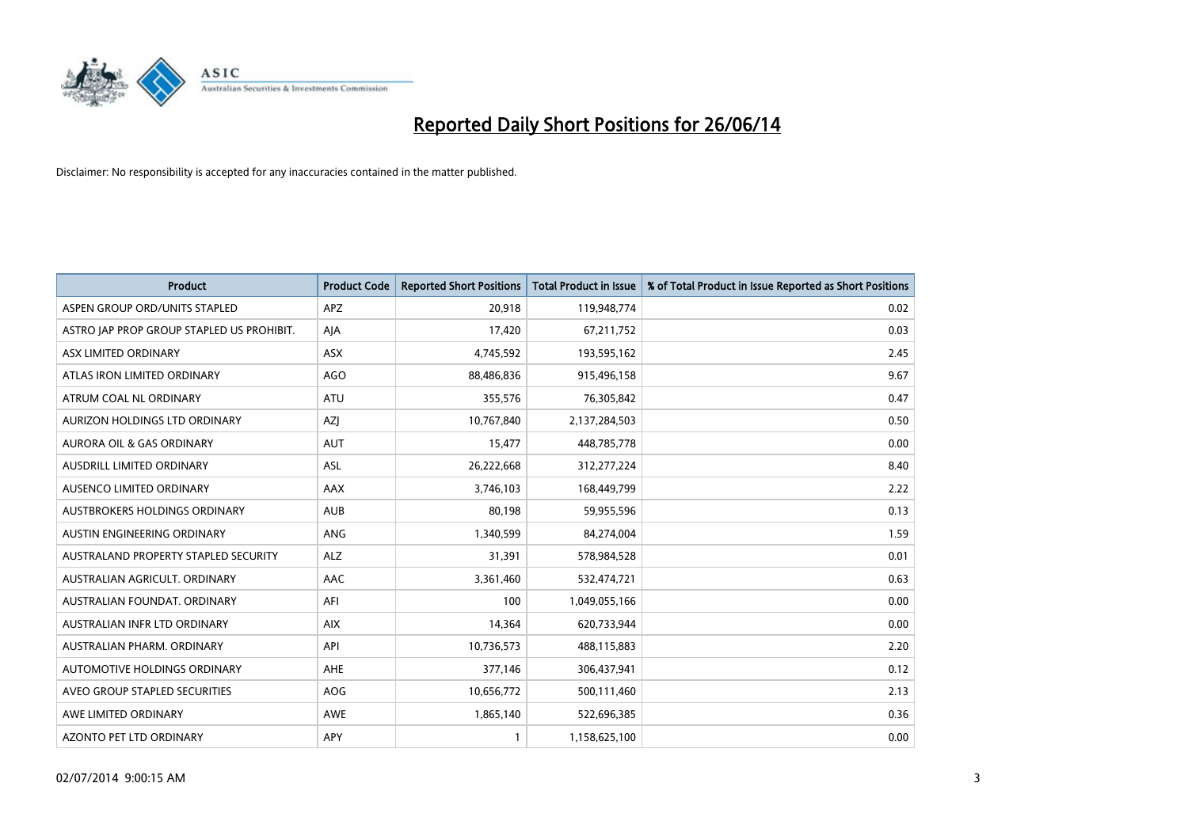# Reported Daily Short Positions for 26/06/14

Disclaimer: No responsibility is accepted for any inaccuracies contained in the matter published.

| Product | Product Code | Reported Short Positions | Total Product in Issue | % of Total Product in Issue Reported as Short Positions |
|---|---|---|---|---|
| ASPEN GROUP ORD/UNITS STAPLED | APZ | 20,918 | 119,948,774 | 0.02 |
| ASTRO JAP PROP GROUP STAPLED US PROHIBIT. | AJA | 17,420 | 67,211,752 | 0.03 |
| ASX LIMITED ORDINARY | ASX | 4,745,592 | 193,595,162 | 2.45 |
| ATLAS IRON LIMITED ORDINARY | AGO | 88,486,836 | 915,496,158 | 9.67 |
| ATRUM COAL NL ORDINARY | ATU | 355,576 | 76,305,842 | 0.47 |
| AURIZON HOLDINGS LTD ORDINARY | AZJ | 10,767,840 | 2,137,284,503 | 0.50 |
| AURORA OIL & GAS ORDINARY | AUT | 15,477 | 448,785,778 | 0.00 |
| AUSDRILL LIMITED ORDINARY | ASL | 26,222,668 | 312,277,224 | 8.40 |
| AUSENCO LIMITED ORDINARY | AAX | 3,746,103 | 168,449,799 | 2.22 |
| AUSTBROKERS HOLDINGS ORDINARY | AUB | 80,198 | 59,955,596 | 0.13 |
| AUSTIN ENGINEERING ORDINARY | ANG | 1,340,599 | 84,274,004 | 1.59 |
| AUSTRALAND PROPERTY STAPLED SECURITY | ALZ | 31,391 | 578,984,528 | 0.01 |
| AUSTRALIAN AGRICULT. ORDINARY | AAC | 3,361,460 | 532,474,721 | 0.63 |
| AUSTRALIAN FOUNDAT. ORDINARY | AFI | 100 | 1,049,055,166 | 0.00 |
| AUSTRALIAN INFR LTD ORDINARY | AIX | 14,364 | 620,733,944 | 0.00 |
| AUSTRALIAN PHARM. ORDINARY | API | 10,736,573 | 488,115,883 | 2.20 |
| AUTOMOTIVE HOLDINGS ORDINARY | AHE | 377,146 | 306,437,941 | 0.12 |
| AVEO GROUP STAPLED SECURITIES | AOG | 10,656,772 | 500,111,460 | 2.13 |
| AWE LIMITED ORDINARY | AWE | 1,865,140 | 522,696,385 | 0.36 |
| AZONTO PET LTD ORDINARY | APY | 1 | 1,158,625,100 | 0.00 |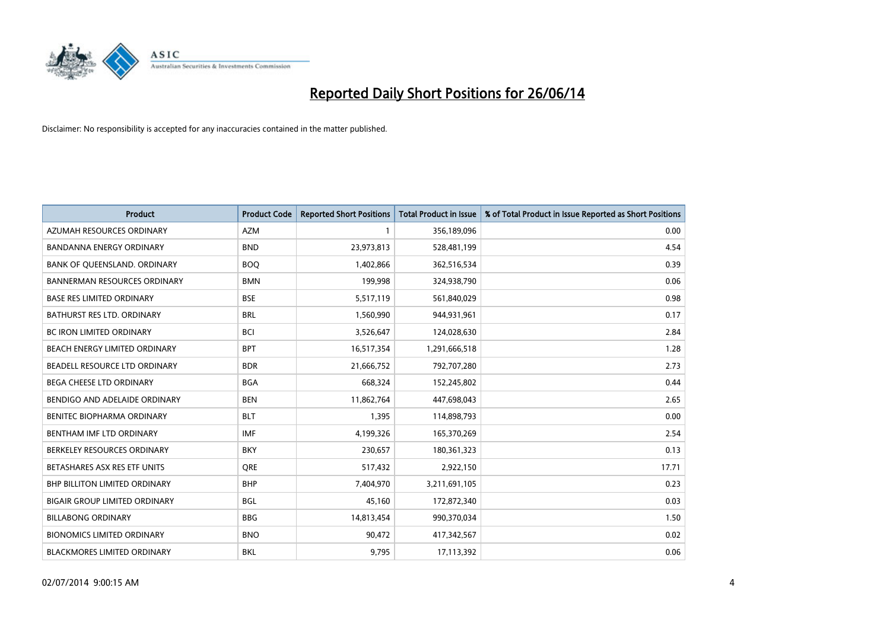# Reported Daily Short Positions for 26/06/14

Disclaimer: No responsibility is accepted for any inaccuracies contained in the matter published.

| Product | Product Code | Reported Short Positions | Total Product in Issue | % of Total Product in Issue Reported as Short Positions |
| --- | --- | --- | --- | --- |
| AZUMAH RESOURCES ORDINARY | AZM | 1 | 356,189,096 | 0.00 |
| BANDANNA ENERGY ORDINARY | BND | 23,973,813 | 528,481,199 | 4.54 |
| BANK OF QUEENSLAND. ORDINARY | BOQ | 1,402,866 | 362,516,534 | 0.39 |
| BANNERMAN RESOURCES ORDINARY | BMN | 199,998 | 324,938,790 | 0.06 |
| BASE RES LIMITED ORDINARY | BSE | 5,517,119 | 561,840,029 | 0.98 |
| BATHURST RES LTD. ORDINARY | BRL | 1,560,990 | 944,931,961 | 0.17 |
| BC IRON LIMITED ORDINARY | BCI | 3,526,647 | 124,028,630 | 2.84 |
| BEACH ENERGY LIMITED ORDINARY | BPT | 16,517,354 | 1,291,666,518 | 1.28 |
| BEADELL RESOURCE LTD ORDINARY | BDR | 21,666,752 | 792,707,280 | 2.73 |
| BEGA CHEESE LTD ORDINARY | BGA | 668,324 | 152,245,802 | 0.44 |
| BENDIGO AND ADELAIDE ORDINARY | BEN | 11,862,764 | 447,698,043 | 2.65 |
| BENITEC BIOPHARMA ORDINARY | BLT | 1,395 | 114,898,793 | 0.00 |
| BENTHAM IMF LTD ORDINARY | IMF | 4,199,326 | 165,370,269 | 2.54 |
| BERKELEY RESOURCES ORDINARY | BKY | 230,657 | 180,361,323 | 0.13 |
| BETASHARES ASX RES ETF UNITS | QRE | 517,432 | 2,922,150 | 17.71 |
| BHP BILLITON LIMITED ORDINARY | BHP | 7,404,970 | 3,211,691,105 | 0.23 |
| BIGAIR GROUP LIMITED ORDINARY | BGL | 45,160 | 172,872,340 | 0.03 |
| BILLABONG ORDINARY | BBG | 14,813,454 | 990,370,034 | 1.50 |
| BIONOMICS LIMITED ORDINARY | BNO | 90,472 | 417,342,567 | 0.02 |
| BLACKMORES LIMITED ORDINARY | BKL | 9,795 | 17,113,392 | 0.06 |

02/07/2014 9:00:15 AM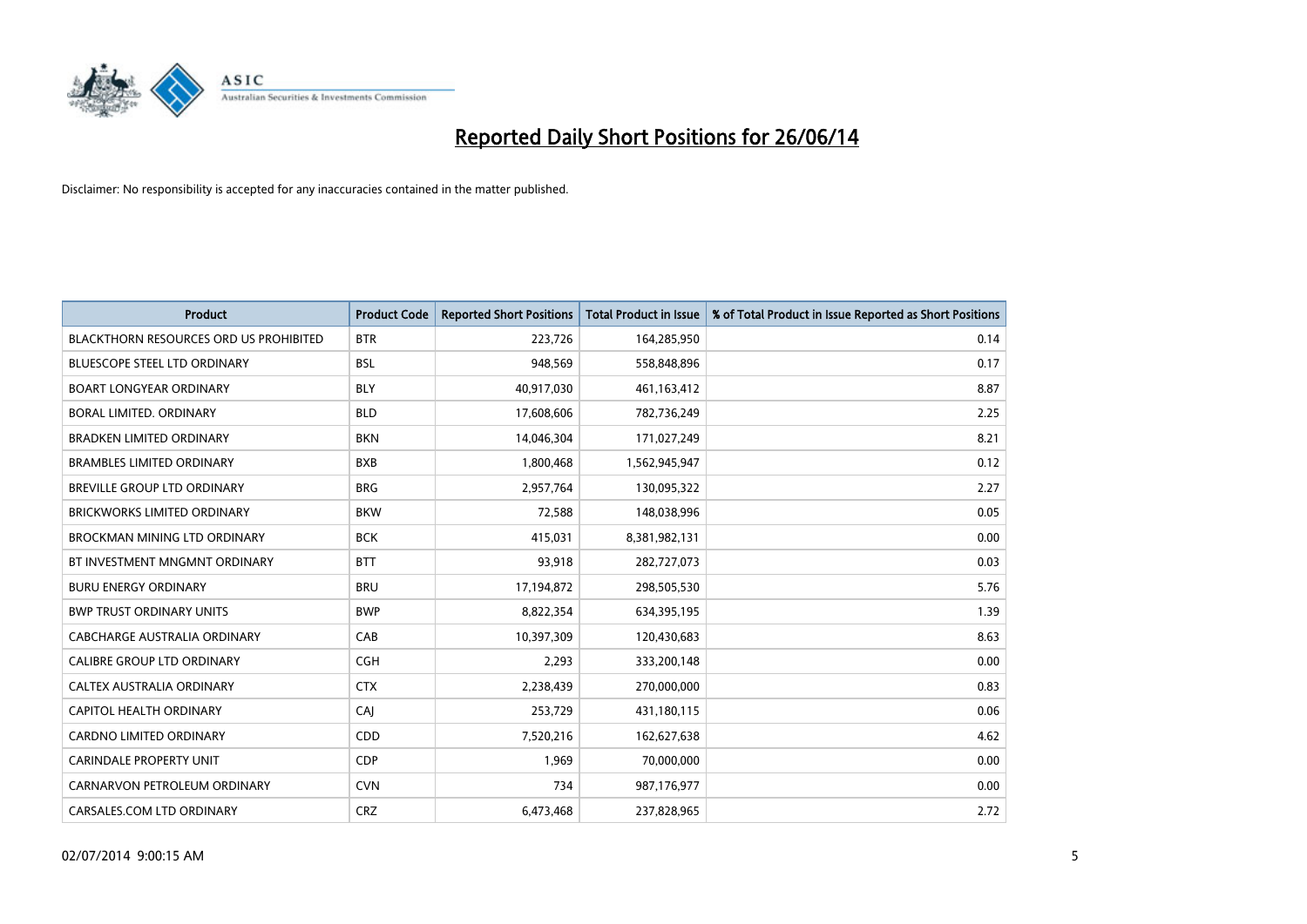# Reported Daily Short Positions for 26/06/14

Disclaimer: No responsibility is accepted for any inaccuracies contained in the matter published.

| Product | Product Code | Reported Short Positions | Total Product in Issue | % of Total Product in Issue Reported as Short Positions |
|---|---|---|---|---|
| BLACKTHORN RESOURCES ORD US PROHIBITED | BTR | 223,726 | 164,285,950 | 0.14 |
| BLUESCOPE STEEL LTD ORDINARY | BSL | 948,569 | 558,848,896 | 0.17 |
| BOART LONGYEAR ORDINARY | BLY | 40,917,030 | 461,163,412 | 8.87 |
| BORAL LIMITED. ORDINARY | BLD | 17,608,606 | 782,736,249 | 2.25 |
| BRADKEN LIMITED ORDINARY | BKN | 14,046,304 | 171,027,249 | 8.21 |
| BRAMBLES LIMITED ORDINARY | BXB | 1,800,468 | 1,562,945,947 | 0.12 |
| BREVILLE GROUP LTD ORDINARY | BRG | 2,957,764 | 130,095,322 | 2.27 |
| BRICKWORKS LIMITED ORDINARY | BKW | 72,588 | 148,038,996 | 0.05 |
| BROCKMAN MINING LTD ORDINARY | BCK | 415,031 | 8,381,982,131 | 0.00 |
| BT INVESTMENT MNGMNT ORDINARY | BTT | 93,918 | 282,727,073 | 0.03 |
| BURU ENERGY ORDINARY | BRU | 17,194,872 | 298,505,530 | 5.76 |
| BWP TRUST ORDINARY UNITS | BWP | 8,822,354 | 634,395,195 | 1.39 |
| CABCHARGE AUSTRALIA ORDINARY | CAB | 10,397,309 | 120,430,683 | 8.63 |
| CALIBRE GROUP LTD ORDINARY | CGH | 2,293 | 333,200,148 | 0.00 |
| CALTEX AUSTRALIA ORDINARY | CTX | 2,238,439 | 270,000,000 | 0.83 |
| CAPITOL HEALTH ORDINARY | CAJ | 253,729 | 431,180,115 | 0.06 |
| CARDNO LIMITED ORDINARY | CDD | 7,520,216 | 162,627,638 | 4.62 |
| CARINDALE PROPERTY UNIT | CDP | 1,969 | 70,000,000 | 0.00 |
| CARNARVON PETROLEUM ORDINARY | CVN | 734 | 987,176,977 | 0.00 |
| CARSALES.COM LTD ORDINARY | CRZ | 6,473,468 | 237,828,965 | 2.72 |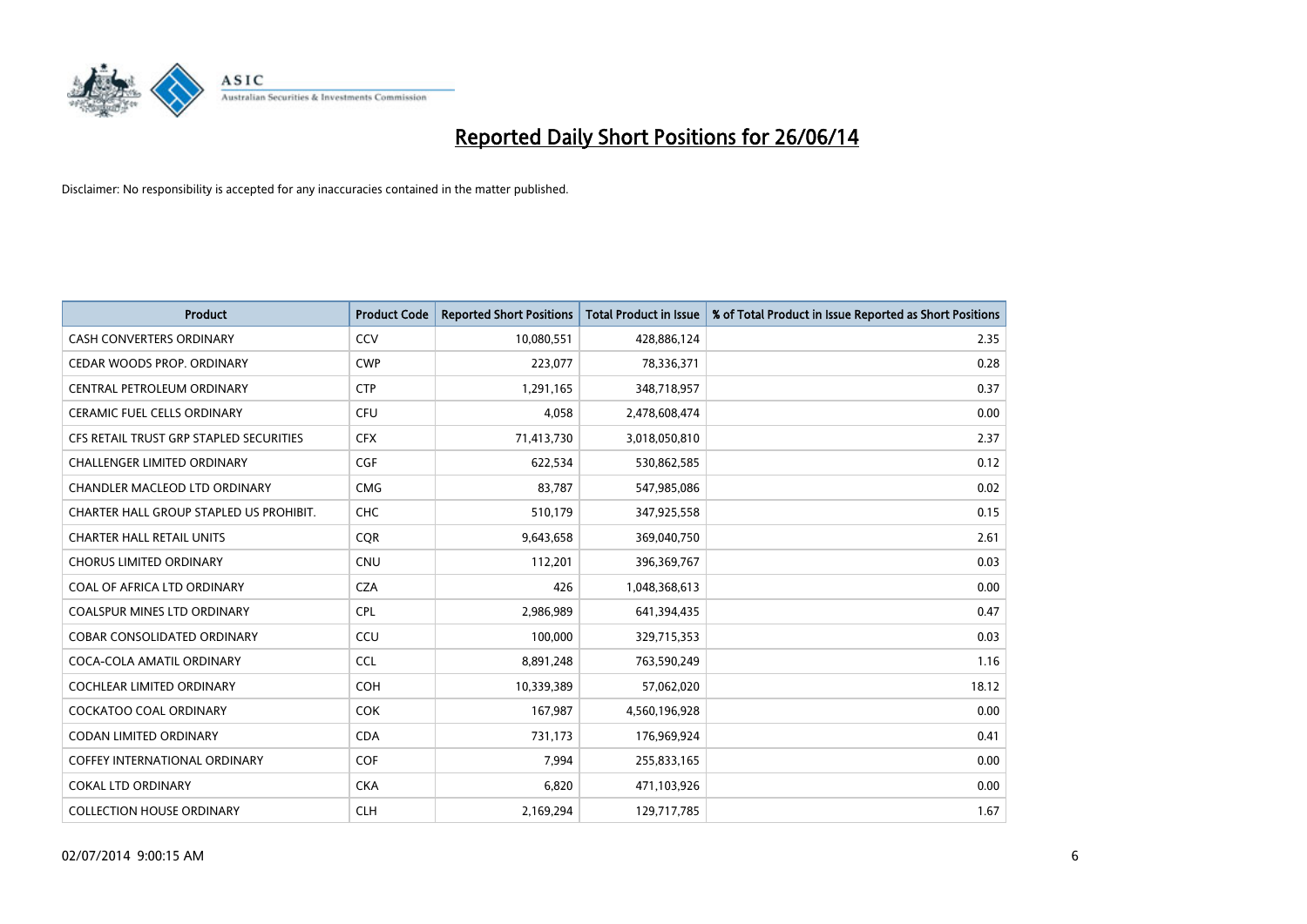# Reported Daily Short Positions for 26/06/14

Disclaimer: No responsibility is accepted for any inaccuracies contained in the matter published.

| Product | Product Code | Reported Short Positions | Total Product in Issue | % of Total Product in Issue Reported as Short Positions |
|---|---|---|---|---|
| CASH CONVERTERS ORDINARY | CCV | 10,080,551 | 428,886,124 | 2.35 |
| CEDAR WOODS PROP. ORDINARY | CWP | 223,077 | 78,336,371 | 0.28 |
| CENTRAL PETROLEUM ORDINARY | CTP | 1,291,165 | 348,718,957 | 0.37 |
| CERAMIC FUEL CELLS ORDINARY | CFU | 4,058 | 2,478,608,474 | 0.00 |
| CFS RETAIL TRUST GRP STAPLED SECURITIES | CFX | 71,413,730 | 3,018,050,810 | 2.37 |
| CHALLENGER LIMITED ORDINARY | CGF | 622,534 | 530,862,585 | 0.12 |
| CHANDLER MACLEOD LTD ORDINARY | CMG | 83,787 | 547,985,086 | 0.02 |
| CHARTER HALL GROUP STAPLED US PROHIBIT. | CHC | 510,179 | 347,925,558 | 0.15 |
| CHARTER HALL RETAIL UNITS | CQR | 9,643,658 | 369,040,750 | 2.61 |
| CHORUS LIMITED ORDINARY | CNU | 112,201 | 396,369,767 | 0.03 |
| COAL OF AFRICA LTD ORDINARY | CZA | 426 | 1,048,368,613 | 0.00 |
| COALSPUR MINES LTD ORDINARY | CPL | 2,986,989 | 641,394,435 | 0.47 |
| COBAR CONSOLIDATED ORDINARY | CCU | 100,000 | 329,715,353 | 0.03 |
| COCA-COLA AMATIL ORDINARY | CCL | 8,891,248 | 763,590,249 | 1.16 |
| COCHLEAR LIMITED ORDINARY | COH | 10,339,389 | 57,062,020 | 18.12 |
| COCKATOO COAL ORDINARY | COK | 167,987 | 4,560,196,928 | 0.00 |
| CODAN LIMITED ORDINARY | CDA | 731,173 | 176,969,924 | 0.41 |
| COFFEY INTERNATIONAL ORDINARY | COF | 7,994 | 255,833,165 | 0.00 |
| COKAL LTD ORDINARY | CKA | 6,820 | 471,103,926 | 0.00 |
| COLLECTION HOUSE ORDINARY | CLH | 2,169,294 | 129,717,785 | 1.67 |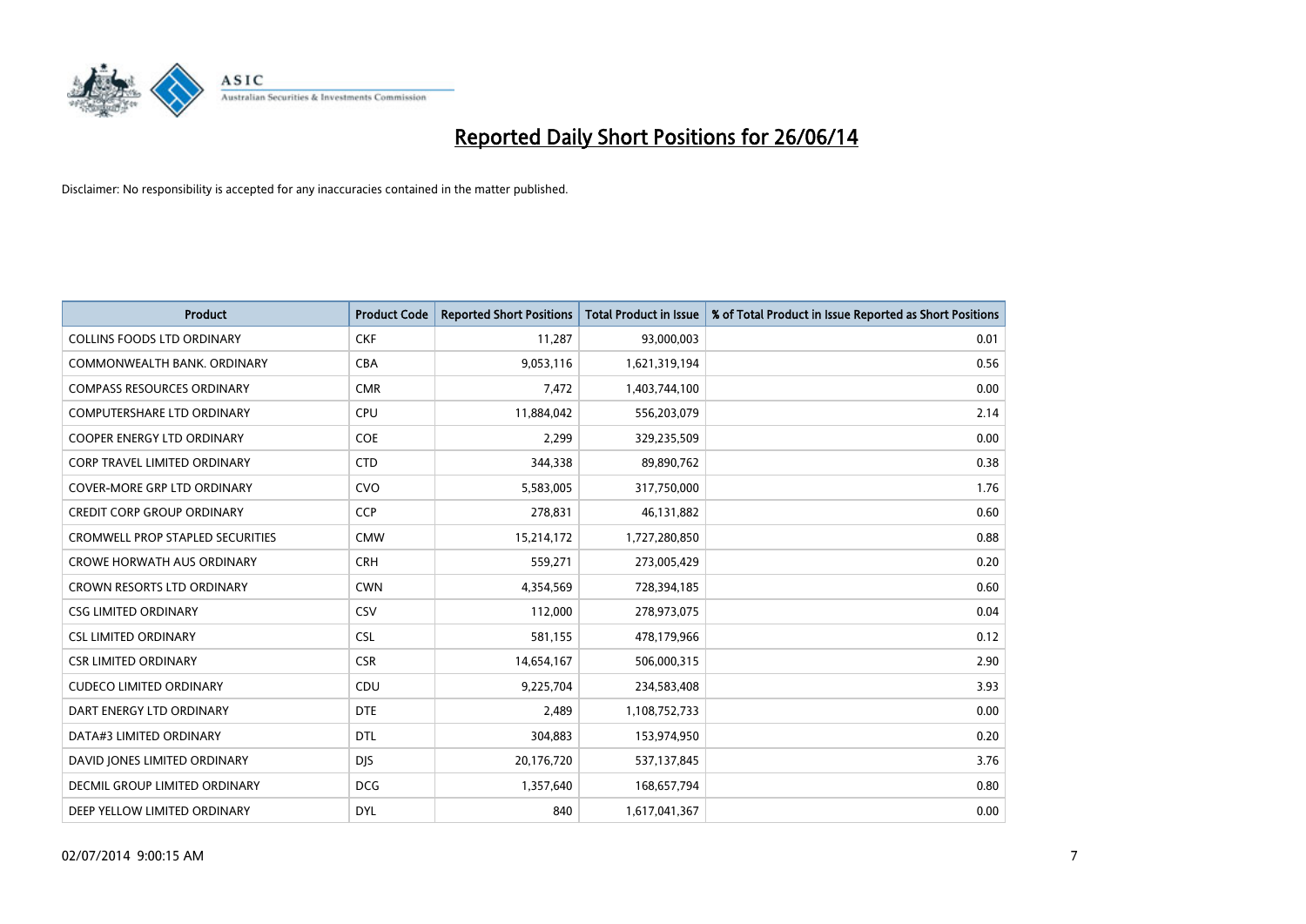# Reported Daily Short Positions for 26/06/14

Disclaimer: No responsibility is accepted for any inaccuracies contained in the matter published.

| Product | Product Code | Reported Short Positions | Total Product in Issue | % of Total Product in Issue Reported as Short Positions |
|---|---|---|---|---|
| COLLINS FOODS LTD ORDINARY | CKF | 11,287 | 93,000,003 | 0.01 |
| COMMONWEALTH BANK. ORDINARY | CBA | 9,053,116 | 1,621,319,194 | 0.56 |
| COMPASS RESOURCES ORDINARY | CMR | 7,472 | 1,403,744,100 | 0.00 |
| COMPUTERSHARE LTD ORDINARY | CPU | 11,884,042 | 556,203,079 | 2.14 |
| COOPER ENERGY LTD ORDINARY | COE | 2,299 | 329,235,509 | 0.00 |
| CORP TRAVEL LIMITED ORDINARY | CTD | 344,338 | 89,890,762 | 0.38 |
| COVER-MORE GRP LTD ORDINARY | CVO | 5,583,005 | 317,750,000 | 1.76 |
| CREDIT CORP GROUP ORDINARY | CCP | 278,831 | 46,131,882 | 0.60 |
| CROMWELL PROP STAPLED SECURITIES | CMW | 15,214,172 | 1,727,280,850 | 0.88 |
| CROWE HORWATH AUS ORDINARY | CRH | 559,271 | 273,005,429 | 0.20 |
| CROWN RESORTS LTD ORDINARY | CWN | 4,354,569 | 728,394,185 | 0.60 |
| CSG LIMITED ORDINARY | CSV | 112,000 | 278,973,075 | 0.04 |
| CSL LIMITED ORDINARY | CSL | 581,155 | 478,179,966 | 0.12 |
| CSR LIMITED ORDINARY | CSR | 14,654,167 | 506,000,315 | 2.90 |
| CUDECO LIMITED ORDINARY | CDU | 9,225,704 | 234,583,408 | 3.93 |
| DART ENERGY LTD ORDINARY | DTE | 2,489 | 1,108,752,733 | 0.00 |
| DATA#3 LIMITED ORDINARY | DTL | 304,883 | 153,974,950 | 0.20 |
| DAVID JONES LIMITED ORDINARY | DJS | 20,176,720 | 537,137,845 | 3.76 |
| DECMIL GROUP LIMITED ORDINARY | DCG | 1,357,640 | 168,657,794 | 0.80 |
| DEEP YELLOW LIMITED ORDINARY | DYL | 840 | 1,617,041,367 | 0.00 |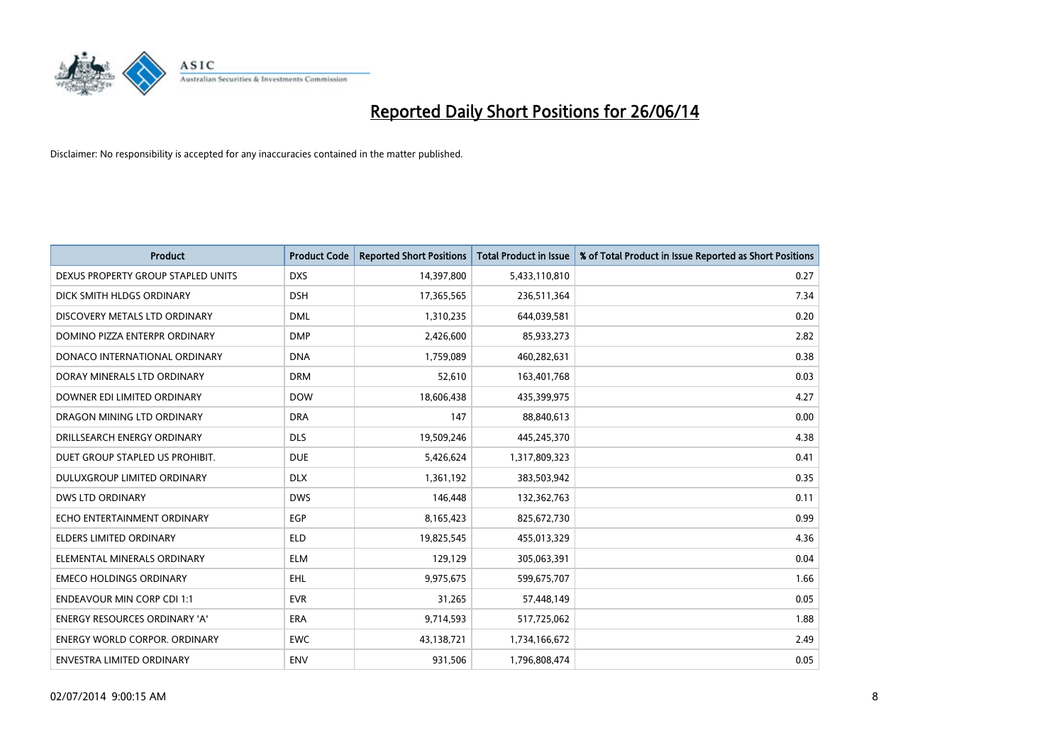# Reported Daily Short Positions for 26/06/14

Disclaimer: No responsibility is accepted for any inaccuracies contained in the matter published.

| Product | Product Code | Reported Short Positions | Total Product in Issue | % of Total Product in Issue Reported as Short Positions |
|---|---|---|---|---|
| DEXUS PROPERTY GROUP STAPLED UNITS | DXS | 14,397,800 | 5,433,110,810 | 0.27 |
| DICK SMITH HLDGS ORDINARY | DSH | 17,365,565 | 236,511,364 | 7.34 |
| DISCOVERY METALS LTD ORDINARY | DML | 1,310,235 | 644,039,581 | 0.20 |
| DOMINO PIZZA ENTERPR ORDINARY | DMP | 2,426,600 | 85,933,273 | 2.82 |
| DONACO INTERNATIONAL ORDINARY | DNA | 1,759,089 | 460,282,631 | 0.38 |
| DORAY MINERALS LTD ORDINARY | DRM | 52,610 | 163,401,768 | 0.03 |
| DOWNER EDI LIMITED ORDINARY | DOW | 18,606,438 | 435,399,975 | 4.27 |
| DRAGON MINING LTD ORDINARY | DRA | 147 | 88,840,613 | 0.00 |
| DRILLSEARCH ENERGY ORDINARY | DLS | 19,509,246 | 445,245,370 | 4.38 |
| DUET GROUP STAPLED US PROHIBIT. | DUE | 5,426,624 | 1,317,809,323 | 0.41 |
| DULUXGROUP LIMITED ORDINARY | DLX | 1,361,192 | 383,503,942 | 0.35 |
| DWS LTD ORDINARY | DWS | 146,448 | 132,362,763 | 0.11 |
| ECHO ENTERTAINMENT ORDINARY | EGP | 8,165,423 | 825,672,730 | 0.99 |
| ELDERS LIMITED ORDINARY | ELD | 19,825,545 | 455,013,329 | 4.36 |
| ELEMENTAL MINERALS ORDINARY | ELM | 129,129 | 305,063,391 | 0.04 |
| EMECO HOLDINGS ORDINARY | EHL | 9,975,675 | 599,675,707 | 1.66 |
| ENDEAVOUR MIN CORP CDI 1:1 | EVR | 31,265 | 57,448,149 | 0.05 |
| ENERGY RESOURCES ORDINARY 'A' | ERA | 9,714,593 | 517,725,062 | 1.88 |
| ENERGY WORLD CORPOR. ORDINARY | EWC | 43,138,721 | 1,734,166,672 | 2.49 |
| ENVESTRA LIMITED ORDINARY | ENV | 931,506 | 1,796,808,474 | 0.05 |

02/07/2014 9:00:15 AM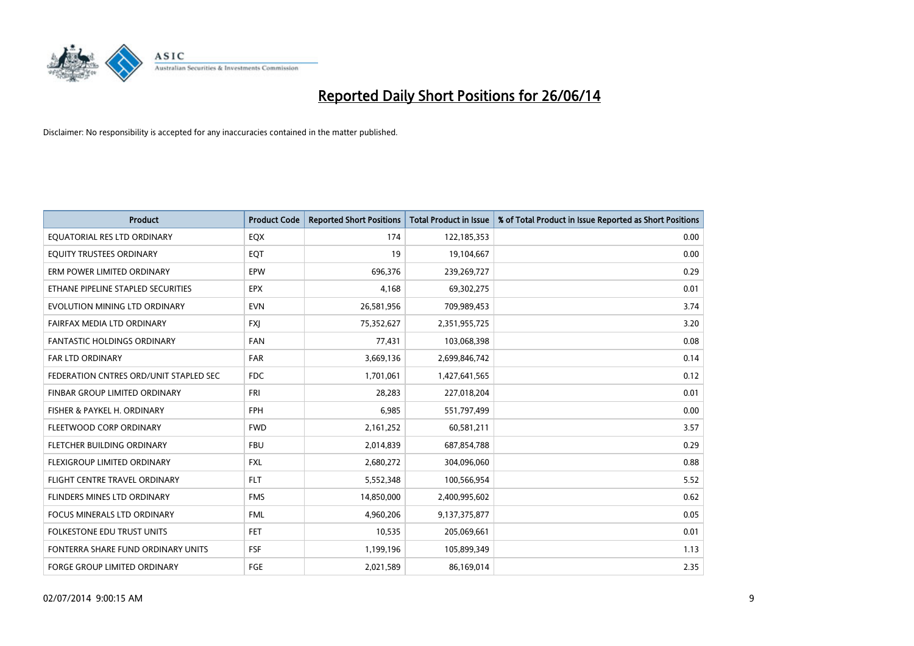# Reported Daily Short Positions for 26/06/14

Disclaimer: No responsibility is accepted for any inaccuracies contained in the matter published.

| Product | Product Code | Reported Short Positions | Total Product in Issue | % of Total Product in Issue Reported as Short Positions |
|---|---|---|---|---|
| EQUATORIAL RES LTD ORDINARY | EQX | 174 | 122,185,353 | 0.00 |
| EQUITY TRUSTEES ORDINARY | EQT | 19 | 19,104,667 | 0.00 |
| ERM POWER LIMITED ORDINARY | EPW | 696,376 | 239,269,727 | 0.29 |
| ETHANE PIPELINE STAPLED SECURITIES | EPX | 4,168 | 69,302,275 | 0.01 |
| EVOLUTION MINING LTD ORDINARY | EVN | 26,581,956 | 709,989,453 | 3.74 |
| FAIRFAX MEDIA LTD ORDINARY | FXJ | 75,352,627 | 2,351,955,725 | 3.20 |
| FANTASTIC HOLDINGS ORDINARY | FAN | 77,431 | 103,068,398 | 0.08 |
| FAR LTD ORDINARY | FAR | 3,669,136 | 2,699,846,742 | 0.14 |
| FEDERATION CNTRES ORD/UNIT STAPLED SEC | FDC | 1,701,061 | 1,427,641,565 | 0.12 |
| FINBAR GROUP LIMITED ORDINARY | FRI | 28,283 | 227,018,204 | 0.01 |
| FISHER & PAYKEL H. ORDINARY | FPH | 6,985 | 551,797,499 | 0.00 |
| FLEETWOOD CORP ORDINARY | FWD | 2,161,252 | 60,581,211 | 3.57 |
| FLETCHER BUILDING ORDINARY | FBU | 2,014,839 | 687,854,788 | 0.29 |
| FLEXIGROUP LIMITED ORDINARY | FXL | 2,680,272 | 304,096,060 | 0.88 |
| FLIGHT CENTRE TRAVEL ORDINARY | FLT | 5,552,348 | 100,566,954 | 5.52 |
| FLINDERS MINES LTD ORDINARY | FMS | 14,850,000 | 2,400,995,602 | 0.62 |
| FOCUS MINERALS LTD ORDINARY | FML | 4,960,206 | 9,137,375,877 | 0.05 |
| FOLKESTONE EDU TRUST UNITS | FET | 10,535 | 205,069,661 | 0.01 |
| FONTERRA SHARE FUND ORDINARY UNITS | FSF | 1,199,196 | 105,899,349 | 1.13 |
| FORGE GROUP LIMITED ORDINARY | FGE | 2,021,589 | 86,169,014 | 2.35 |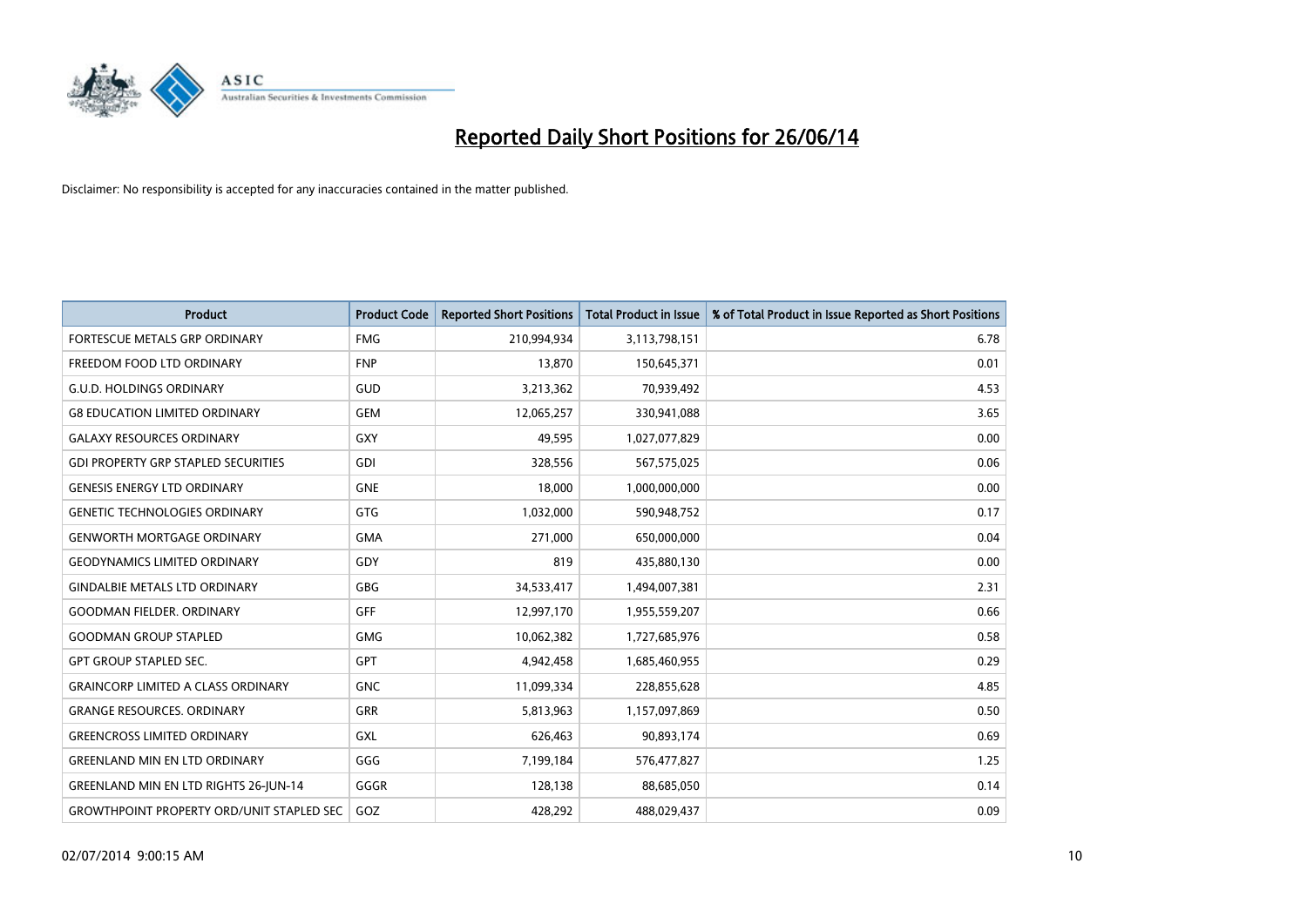# Reported Daily Short Positions for 26/06/14

Disclaimer: No responsibility is accepted for any inaccuracies contained in the matter published.

| Product | Product Code | Reported Short Positions | Total Product in Issue | % of Total Product in Issue Reported as Short Positions |
|---|---|---|---|---|
| FORTESCUE METALS GRP ORDINARY | FMG | 210,994,934 | 3,113,798,151 | 6.78 |
| FREEDOM FOOD LTD ORDINARY | FNP | 13,870 | 150,645,371 | 0.01 |
| G.U.D. HOLDINGS ORDINARY | GUD | 3,213,362 | 70,939,492 | 4.53 |
| G8 EDUCATION LIMITED ORDINARY | GEM | 12,065,257 | 330,941,088 | 3.65 |
| GALAXY RESOURCES ORDINARY | GXY | 49,595 | 1,027,077,829 | 0.00 |
| GDI PROPERTY GRP STAPLED SECURITIES | GDI | 328,556 | 567,575,025 | 0.06 |
| GENESIS ENERGY LTD ORDINARY | GNE | 18,000 | 1,000,000,000 | 0.00 |
| GENETIC TECHNOLOGIES ORDINARY | GTG | 1,032,000 | 590,948,752 | 0.17 |
| GENWORTH MORTGAGE ORDINARY | GMA | 271,000 | 650,000,000 | 0.04 |
| GEODYNAMICS LIMITED ORDINARY | GDY | 819 | 435,880,130 | 0.00 |
| GINDALBIE METALS LTD ORDINARY | GBG | 34,533,417 | 1,494,007,381 | 2.31 |
| GOODMAN FIELDER. ORDINARY | GFF | 12,997,170 | 1,955,559,207 | 0.66 |
| GOODMAN GROUP STAPLED | GMG | 10,062,382 | 1,727,685,976 | 0.58 |
| GPT GROUP STAPLED SEC. | GPT | 4,942,458 | 1,685,460,955 | 0.29 |
| GRAINCORP LIMITED A CLASS ORDINARY | GNC | 11,099,334 | 228,855,628 | 4.85 |
| GRANGE RESOURCES. ORDINARY | GRR | 5,813,963 | 1,157,097,869 | 0.50 |
| GREENCROSS LIMITED ORDINARY | GXL | 626,463 | 90,893,174 | 0.69 |
| GREENLAND MIN EN LTD ORDINARY | GGG | 7,199,184 | 576,477,827 | 1.25 |
| GREENLAND MIN EN LTD RIGHTS 26-JUN-14 | GGGR | 128,138 | 88,685,050 | 0.14 |
| GROWTHPOINT PROPERTY ORD/UNIT STAPLED SEC | GOZ | 428,292 | 488,029,437 | 0.09 |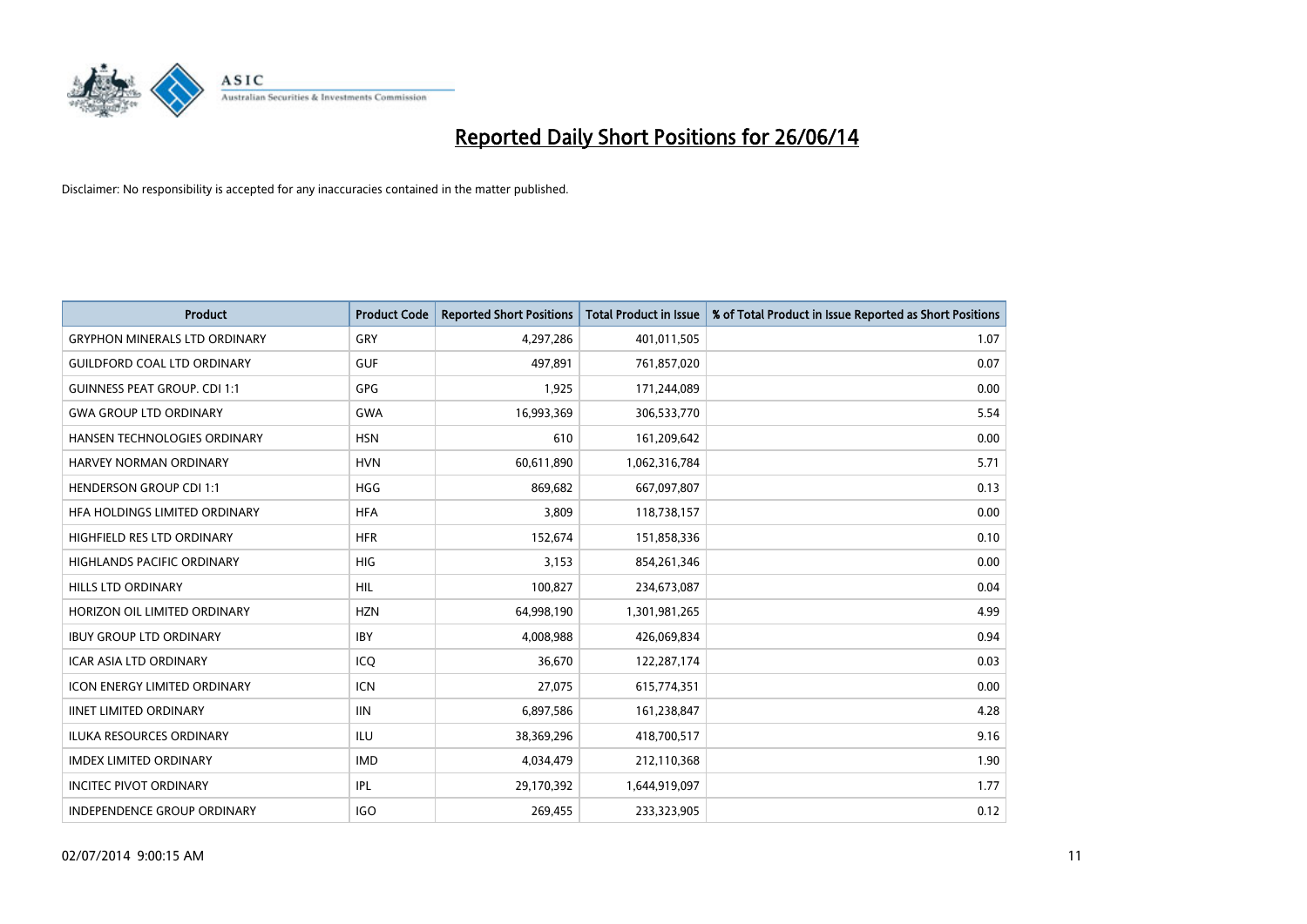# Reported Daily Short Positions for 26/06/14

Disclaimer: No responsibility is accepted for any inaccuracies contained in the matter published.

| Product | Product Code | Reported Short Positions | Total Product in Issue | % of Total Product in Issue Reported as Short Positions |
|---|---|---|---|---|
| GRYPHON MINERALS LTD ORDINARY | GRY | 4,297,286 | 401,011,505 | 1.07 |
| GUILDFORD COAL LTD ORDINARY | GUF | 497,891 | 761,857,020 | 0.07 |
| GUINNESS PEAT GROUP. CDI 1:1 | GPG | 1,925 | 171,244,089 | 0.00 |
| GWA GROUP LTD ORDINARY | GWA | 16,993,369 | 306,533,770 | 5.54 |
| HANSEN TECHNOLOGIES ORDINARY | HSN | 610 | 161,209,642 | 0.00 |
| HARVEY NORMAN ORDINARY | HVN | 60,611,890 | 1,062,316,784 | 5.71 |
| HENDERSON GROUP CDI 1:1 | HGG | 869,682 | 667,097,807 | 0.13 |
| HFA HOLDINGS LIMITED ORDINARY | HFA | 3,809 | 118,738,157 | 0.00 |
| HIGHFIELD RES LTD ORDINARY | HFR | 152,674 | 151,858,336 | 0.10 |
| HIGHLANDS PACIFIC ORDINARY | HIG | 3,153 | 854,261,346 | 0.00 |
| HILLS LTD ORDINARY | HIL | 100,827 | 234,673,087 | 0.04 |
| HORIZON OIL LIMITED ORDINARY | HZN | 64,998,190 | 1,301,981,265 | 4.99 |
| IBUY GROUP LTD ORDINARY | IBY | 4,008,988 | 426,069,834 | 0.94 |
| ICAR ASIA LTD ORDINARY | ICQ | 36,670 | 122,287,174 | 0.03 |
| ICON ENERGY LIMITED ORDINARY | ICN | 27,075 | 615,774,351 | 0.00 |
| IINET LIMITED ORDINARY | IIN | 6,897,586 | 161,238,847 | 4.28 |
| ILUKA RESOURCES ORDINARY | ILU | 38,369,296 | 418,700,517 | 9.16 |
| IMDEX LIMITED ORDINARY | IMD | 4,034,479 | 212,110,368 | 1.90 |
| INCITEC PIVOT ORDINARY | IPL | 29,170,392 | 1,644,919,097 | 1.77 |
| INDEPENDENCE GROUP ORDINARY | IGO | 269,455 | 233,323,905 | 0.12 |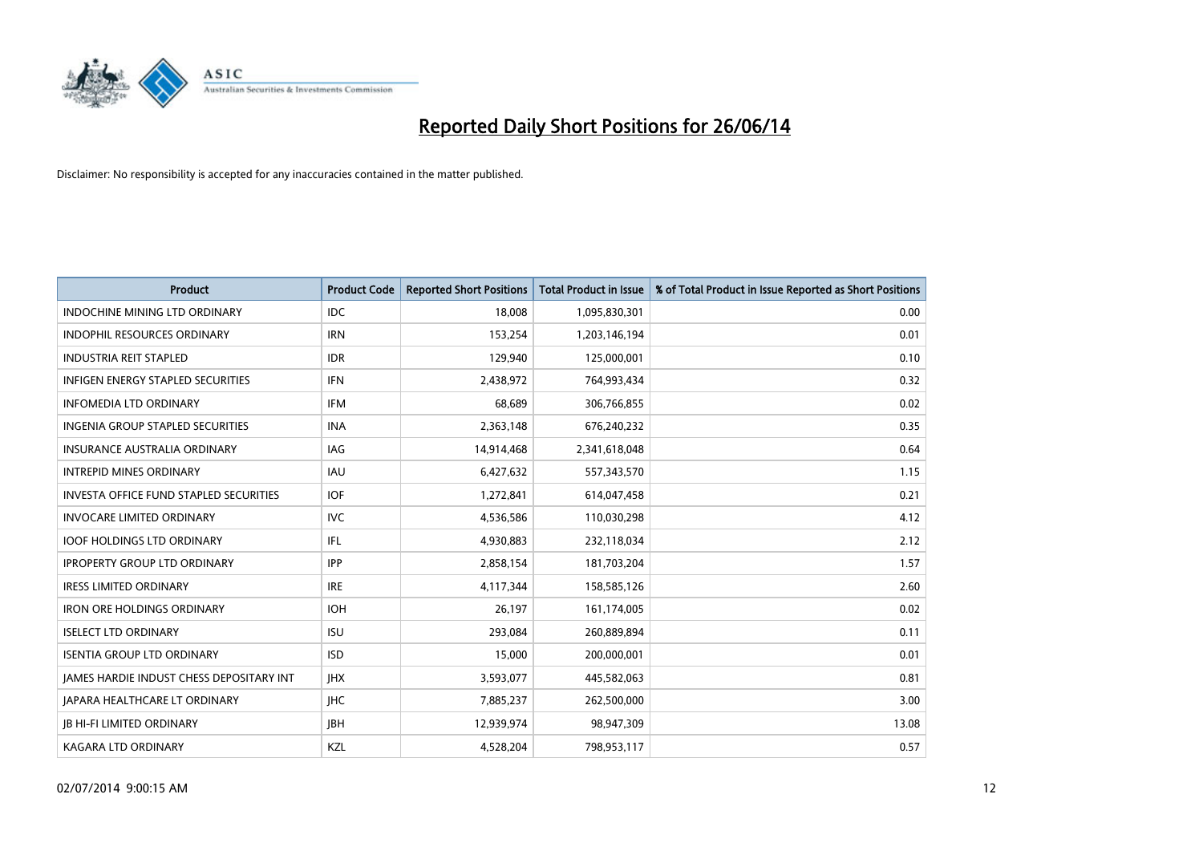# Reported Daily Short Positions for 26/06/14

Disclaimer: No responsibility is accepted for any inaccuracies contained in the matter published.

| Product | Product Code | Reported Short Positions | Total Product in Issue | % of Total Product in Issue Reported as Short Positions |
|---|---|---|---|---|
| INDOCHINE MINING LTD ORDINARY | IDC | 18,008 | 1,095,830,301 | 0.00 |
| INDOPHIL RESOURCES ORDINARY | IRN | 153,254 | 1,203,146,194 | 0.01 |
| INDUSTRIA REIT STAPLED | IDR | 129,940 | 125,000,001 | 0.10 |
| INFIGEN ENERGY STAPLED SECURITIES | IFN | 2,438,972 | 764,993,434 | 0.32 |
| INFOMEDIA LTD ORDINARY | IFM | 68,689 | 306,766,855 | 0.02 |
| INGENIA GROUP STAPLED SECURITIES | INA | 2,363,148 | 676,240,232 | 0.35 |
| INSURANCE AUSTRALIA ORDINARY | IAG | 14,914,468 | 2,341,618,048 | 0.64 |
| INTREPID MINES ORDINARY | IAU | 6,427,632 | 557,343,570 | 1.15 |
| INVESTA OFFICE FUND STAPLED SECURITIES | IOF | 1,272,841 | 614,047,458 | 0.21 |
| INVOCARE LIMITED ORDINARY | IVC | 4,536,586 | 110,030,298 | 4.12 |
| IOOF HOLDINGS LTD ORDINARY | IFL | 4,930,883 | 232,118,034 | 2.12 |
| IPROPERTY GROUP LTD ORDINARY | IPP | 2,858,154 | 181,703,204 | 1.57 |
| IRESS LIMITED ORDINARY | IRE | 4,117,344 | 158,585,126 | 2.60 |
| IRON ORE HOLDINGS ORDINARY | IOH | 26,197 | 161,174,005 | 0.02 |
| ISELECT LTD ORDINARY | ISU | 293,084 | 260,889,894 | 0.11 |
| ISENTIA GROUP LTD ORDINARY | ISD | 15,000 | 200,000,001 | 0.01 |
| JAMES HARDIE INDUST CHESS DEPOSITARY INT | JHX | 3,593,077 | 445,582,063 | 0.81 |
| JAPARA HEALTHCARE LT ORDINARY | JHC | 7,885,237 | 262,500,000 | 3.00 |
| JB HI-FI LIMITED ORDINARY | JBH | 12,939,974 | 98,947,309 | 13.08 |
| KAGARA LTD ORDINARY | KZL | 4,528,204 | 798,953,117 | 0.57 |

02/07/2014 9:00:15 AM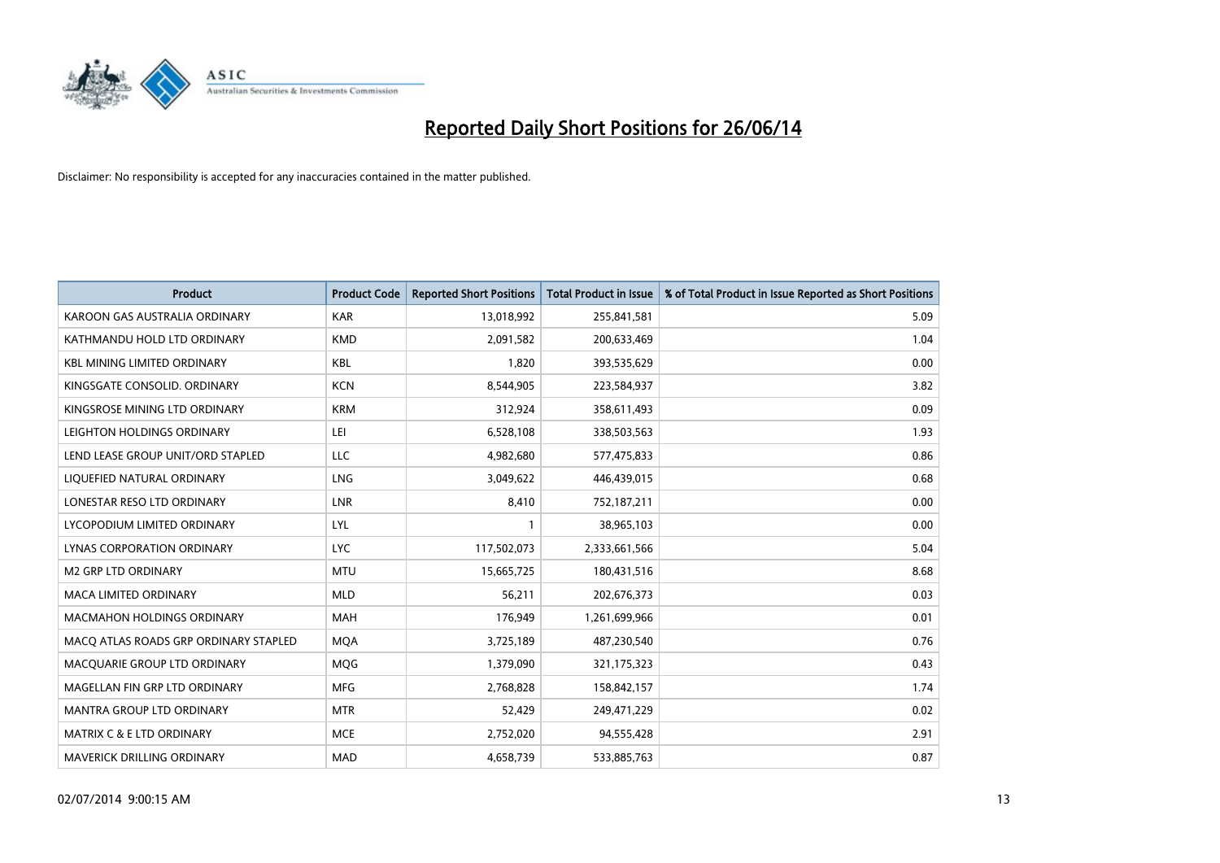# Reported Daily Short Positions for 26/06/14

Disclaimer: No responsibility is accepted for any inaccuracies contained in the matter published.

| Product | Product Code | Reported Short Positions | Total Product in Issue | % of Total Product in Issue Reported as Short Positions |
|---|---|---|---|---|
| KAROON GAS AUSTRALIA ORDINARY | KAR | 13,018,992 | 255,841,581 | 5.09 |
| KATHMANDU HOLD LTD ORDINARY | KMD | 2,091,582 | 200,633,469 | 1.04 |
| KBL MINING LIMITED ORDINARY | KBL | 1,820 | 393,535,629 | 0.00 |
| KINGSGATE CONSOLID. ORDINARY | KCN | 8,544,905 | 223,584,937 | 3.82 |
| KINGSROSE MINING LTD ORDINARY | KRM | 312,924 | 358,611,493 | 0.09 |
| LEIGHTON HOLDINGS ORDINARY | LEI | 6,528,108 | 338,503,563 | 1.93 |
| LEND LEASE GROUP UNIT/ORD STAPLED | LLC | 4,982,680 | 577,475,833 | 0.86 |
| LIQUEFIED NATURAL ORDINARY | LNG | 3,049,622 | 446,439,015 | 0.68 |
| LONESTAR RESO LTD ORDINARY | LNR | 8,410 | 752,187,211 | 0.00 |
| LYCOPODIUM LIMITED ORDINARY | LYL | 1 | 38,965,103 | 0.00 |
| LYNAS CORPORATION ORDINARY | LYC | 117,502,073 | 2,333,661,566 | 5.04 |
| M2 GRP LTD ORDINARY | MTU | 15,665,725 | 180,431,516 | 8.68 |
| MACA LIMITED ORDINARY | MLD | 56,211 | 202,676,373 | 0.03 |
| MACMAHON HOLDINGS ORDINARY | MAH | 176,949 | 1,261,699,966 | 0.01 |
| MACQ ATLAS ROADS GRP ORDINARY STAPLED | MQA | 3,725,189 | 487,230,540 | 0.76 |
| MACQUARIE GROUP LTD ORDINARY | MQG | 1,379,090 | 321,175,323 | 0.43 |
| MAGELLAN FIN GRP LTD ORDINARY | MFG | 2,768,828 | 158,842,157 | 1.74 |
| MANTRA GROUP LTD ORDINARY | MTR | 52,429 | 249,471,229 | 0.02 |
| MATRIX C & E LTD ORDINARY | MCE | 2,752,020 | 94,555,428 | 2.91 |
| MAVERICK DRILLING ORDINARY | MAD | 4,658,739 | 533,885,763 | 0.87 |

02/07/2014 9:00:15 AM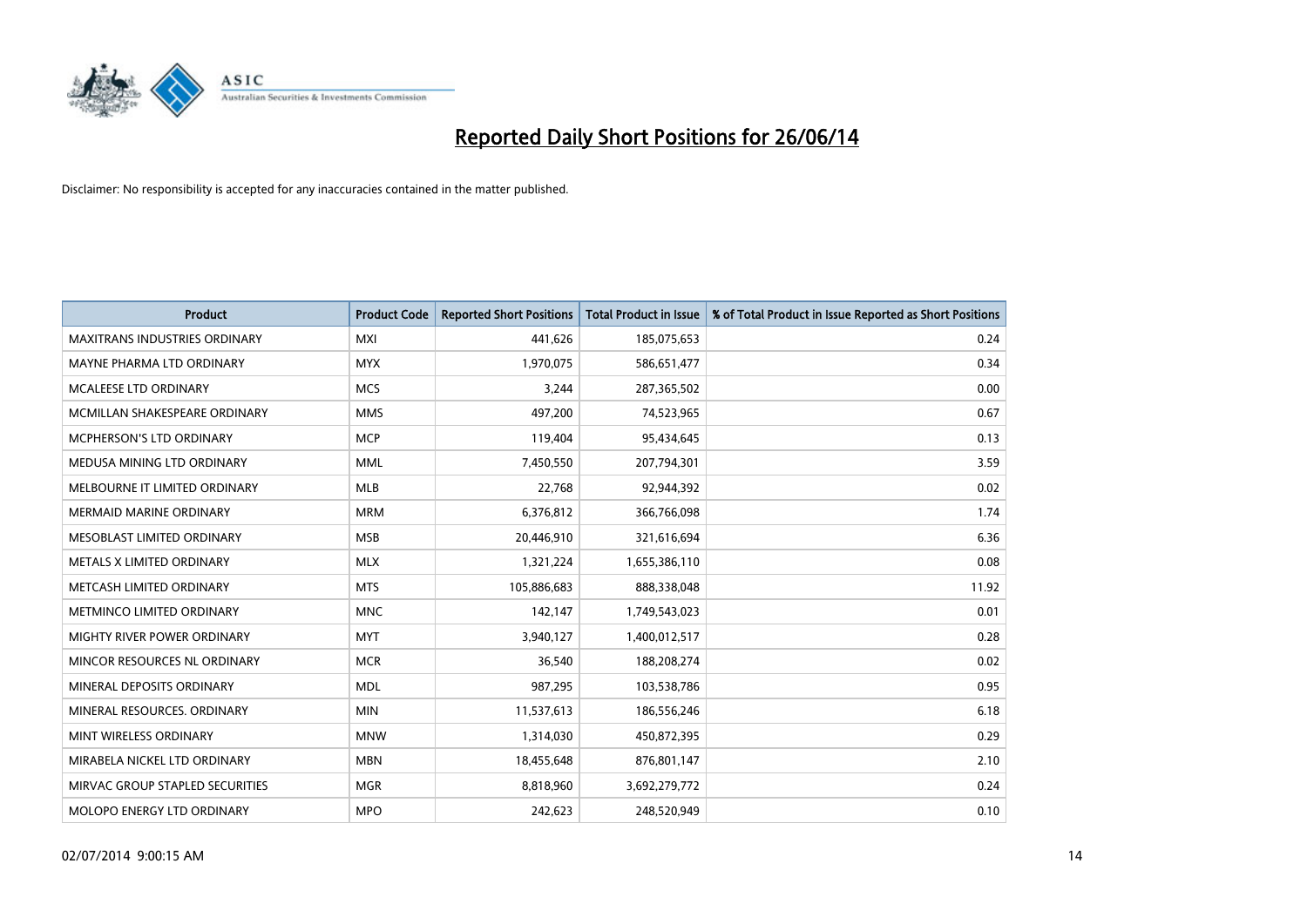# Reported Daily Short Positions for 26/06/14

Disclaimer: No responsibility is accepted for any inaccuracies contained in the matter published.

| Product | Product Code | Reported Short Positions | Total Product in Issue | % of Total Product in Issue Reported as Short Positions |
|---|---|---|---|---|
| MAXITRANS INDUSTRIES ORDINARY | MXI | 441,626 | 185,075,653 | 0.24 |
| MAYNE PHARMA LTD ORDINARY | MYX | 1,970,075 | 586,651,477 | 0.34 |
| MCALEESE LTD ORDINARY | MCS | 3,244 | 287,365,502 | 0.00 |
| MCMILLAN SHAKESPEARE ORDINARY | MMS | 497,200 | 74,523,965 | 0.67 |
| MCPHERSON'S LTD ORDINARY | MCP | 119,404 | 95,434,645 | 0.13 |
| MEDUSA MINING LTD ORDINARY | MML | 7,450,550 | 207,794,301 | 3.59 |
| MELBOURNE IT LIMITED ORDINARY | MLB | 22,768 | 92,944,392 | 0.02 |
| MERMAID MARINE ORDINARY | MRM | 6,376,812 | 366,766,098 | 1.74 |
| MESOBLAST LIMITED ORDINARY | MSB | 20,446,910 | 321,616,694 | 6.36 |
| METALS X LIMITED ORDINARY | MLX | 1,321,224 | 1,655,386,110 | 0.08 |
| METCASH LIMITED ORDINARY | MTS | 105,886,683 | 888,338,048 | 11.92 |
| METMINCO LIMITED ORDINARY | MNC | 142,147 | 1,749,543,023 | 0.01 |
| MIGHTY RIVER POWER ORDINARY | MYT | 3,940,127 | 1,400,012,517 | 0.28 |
| MINCOR RESOURCES NL ORDINARY | MCR | 36,540 | 188,208,274 | 0.02 |
| MINERAL DEPOSITS ORDINARY | MDL | 987,295 | 103,538,786 | 0.95 |
| MINERAL RESOURCES. ORDINARY | MIN | 11,537,613 | 186,556,246 | 6.18 |
| MINT WIRELESS ORDINARY | MNW | 1,314,030 | 450,872,395 | 0.29 |
| MIRABELA NICKEL LTD ORDINARY | MBN | 18,455,648 | 876,801,147 | 2.10 |
| MIRVAC GROUP STAPLED SECURITIES | MGR | 8,818,960 | 3,692,279,772 | 0.24 |
| MOLOPO ENERGY LTD ORDINARY | MPO | 242,623 | 248,520,949 | 0.10 |

02/07/2014 9:00:15 AM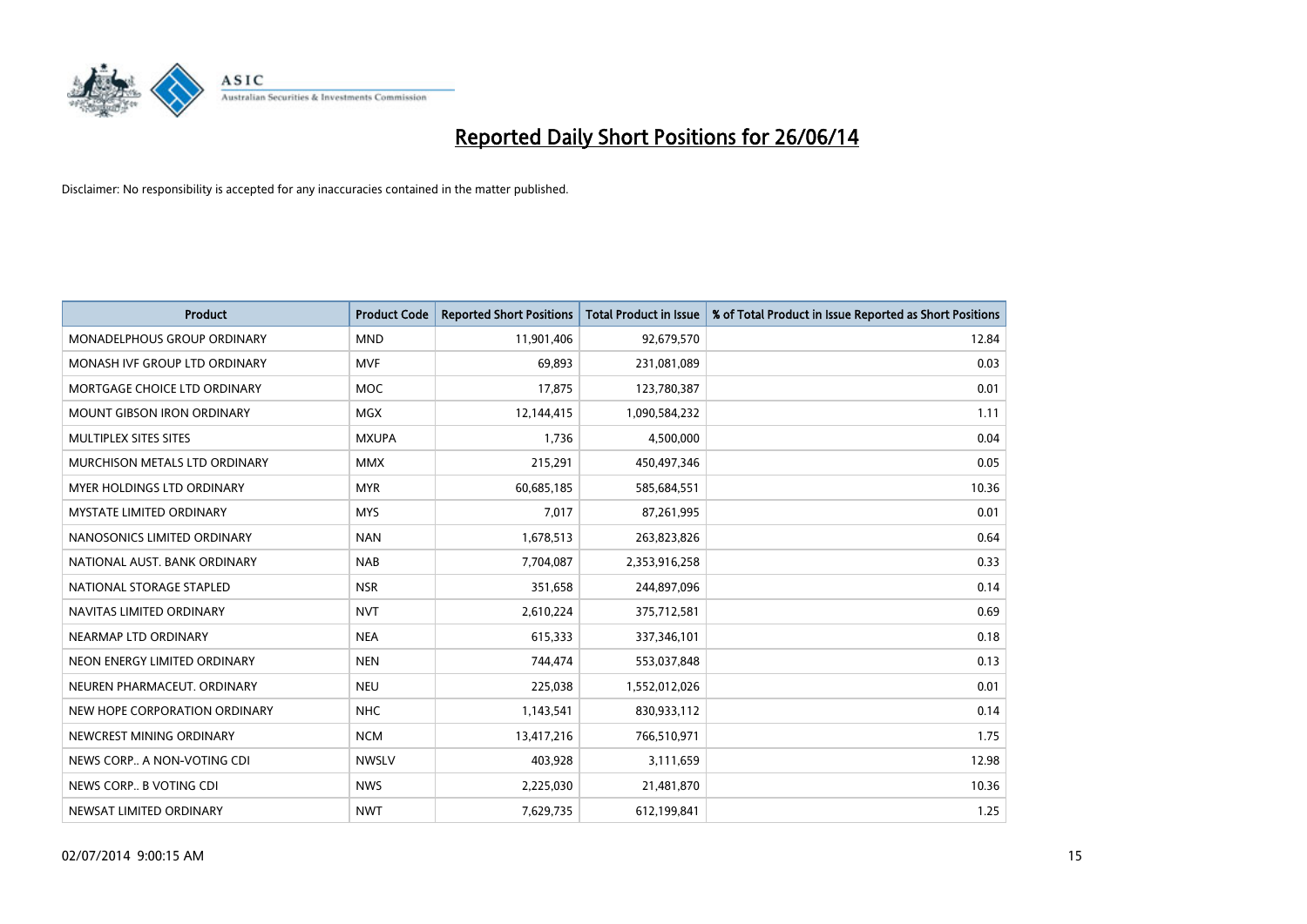# Reported Daily Short Positions for 26/06/14

Disclaimer: No responsibility is accepted for any inaccuracies contained in the matter published.

| Product | Product Code | Reported Short Positions | Total Product in Issue | % of Total Product in Issue Reported as Short Positions |
|---|---|---|---|---|
| MONADELPHOUS GROUP ORDINARY | MND | 11,901,406 | 92,679,570 | 12.84 |
| MONASH IVF GROUP LTD ORDINARY | MVF | 69,893 | 231,081,089 | 0.03 |
| MORTGAGE CHOICE LTD ORDINARY | MOC | 17,875 | 123,780,387 | 0.01 |
| MOUNT GIBSON IRON ORDINARY | MGX | 12,144,415 | 1,090,584,232 | 1.11 |
| MULTIPLEX SITES SITES | MXUPA | 1,736 | 4,500,000 | 0.04 |
| MURCHISON METALS LTD ORDINARY | MMX | 215,291 | 450,497,346 | 0.05 |
| MYER HOLDINGS LTD ORDINARY | MYR | 60,685,185 | 585,684,551 | 10.36 |
| MYSTATE LIMITED ORDINARY | MYS | 7,017 | 87,261,995 | 0.01 |
| NANOSONICS LIMITED ORDINARY | NAN | 1,678,513 | 263,823,826 | 0.64 |
| NATIONAL AUST. BANK ORDINARY | NAB | 7,704,087 | 2,353,916,258 | 0.33 |
| NATIONAL STORAGE STAPLED | NSR | 351,658 | 244,897,096 | 0.14 |
| NAVITAS LIMITED ORDINARY | NVT | 2,610,224 | 375,712,581 | 0.69 |
| NEARMAP LTD ORDINARY | NEA | 615,333 | 337,346,101 | 0.18 |
| NEON ENERGY LIMITED ORDINARY | NEN | 744,474 | 553,037,848 | 0.13 |
| NEUREN PHARMACEUT. ORDINARY | NEU | 225,038 | 1,552,012,026 | 0.01 |
| NEW HOPE CORPORATION ORDINARY | NHC | 1,143,541 | 830,933,112 | 0.14 |
| NEWCREST MINING ORDINARY | NCM | 13,417,216 | 766,510,971 | 1.75 |
| NEWS CORP.. A NON-VOTING CDI | NWSLV | 403,928 | 3,111,659 | 12.98 |
| NEWS CORP.. B VOTING CDI | NWS | 2,225,030 | 21,481,870 | 10.36 |
| NEWSAT LIMITED ORDINARY | NWT | 7,629,735 | 612,199,841 | 1.25 |

02/07/2014 9:00:15 AM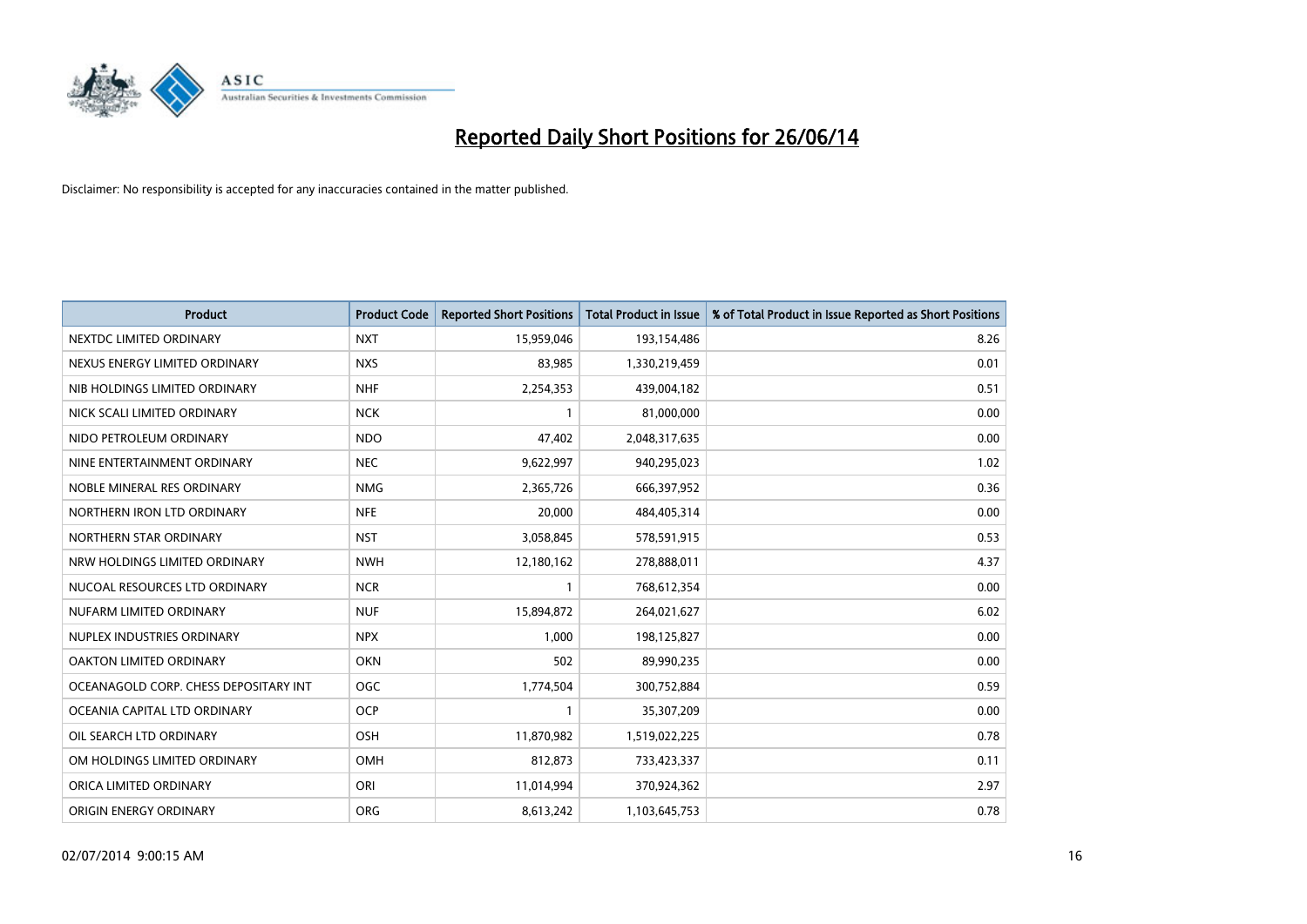# Reported Daily Short Positions for 26/06/14

Disclaimer: No responsibility is accepted for any inaccuracies contained in the matter published.

| Product | Product Code | Reported Short Positions | Total Product in Issue | % of Total Product in Issue Reported as Short Positions |
|---|---|---|---|---|
| NEXTDC LIMITED ORDINARY | NXT | 15,959,046 | 193,154,486 | 8.26 |
| NEXUS ENERGY LIMITED ORDINARY | NXS | 83,985 | 1,330,219,459 | 0.01 |
| NIB HOLDINGS LIMITED ORDINARY | NHF | 2,254,353 | 439,004,182 | 0.51 |
| NICK SCALI LIMITED ORDINARY | NCK | 1 | 81,000,000 | 0.00 |
| NIDO PETROLEUM ORDINARY | NDO | 47,402 | 2,048,317,635 | 0.00 |
| NINE ENTERTAINMENT ORDINARY | NEC | 9,622,997 | 940,295,023 | 1.02 |
| NOBLE MINERAL RES ORDINARY | NMG | 2,365,726 | 666,397,952 | 0.36 |
| NORTHERN IRON LTD ORDINARY | NFE | 20,000 | 484,405,314 | 0.00 |
| NORTHERN STAR ORDINARY | NST | 3,058,845 | 578,591,915 | 0.53 |
| NRW HOLDINGS LIMITED ORDINARY | NWH | 12,180,162 | 278,888,011 | 4.37 |
| NUCOAL RESOURCES LTD ORDINARY | NCR | 1 | 768,612,354 | 0.00 |
| NUFARM LIMITED ORDINARY | NUF | 15,894,872 | 264,021,627 | 6.02 |
| NUPLEX INDUSTRIES ORDINARY | NPX | 1,000 | 198,125,827 | 0.00 |
| OAKTON LIMITED ORDINARY | OKN | 502 | 89,990,235 | 0.00 |
| OCEANAGOLD CORP. CHESS DEPOSITARY INT | OGC | 1,774,504 | 300,752,884 | 0.59 |
| OCEANIA CAPITAL LTD ORDINARY | OCP | 1 | 35,307,209 | 0.00 |
| OIL SEARCH LTD ORDINARY | OSH | 11,870,982 | 1,519,022,225 | 0.78 |
| OM HOLDINGS LIMITED ORDINARY | OMH | 812,873 | 733,423,337 | 0.11 |
| ORICA LIMITED ORDINARY | ORI | 11,014,994 | 370,924,362 | 2.97 |
| ORIGIN ENERGY ORDINARY | ORG | 8,613,242 | 1,103,645,753 | 0.78 |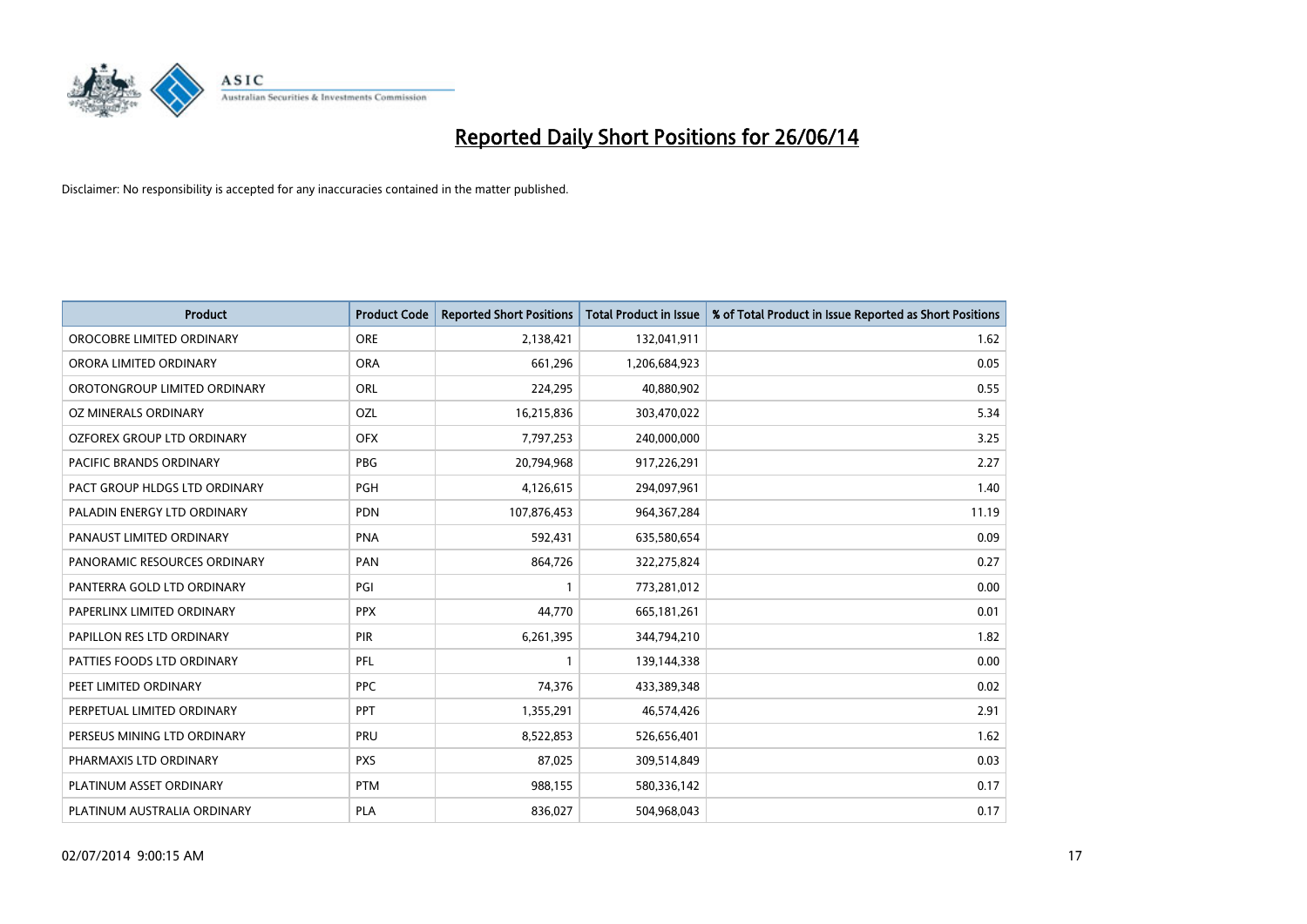# Reported Daily Short Positions for 26/06/14

Disclaimer: No responsibility is accepted for any inaccuracies contained in the matter published.

| Product | Product Code | Reported Short Positions | Total Product in Issue | % of Total Product in Issue Reported as Short Positions |
|---|---|---|---|---|
| OROCOBRE LIMITED ORDINARY | ORE | 2,138,421 | 132,041,911 | 1.62 |
| ORORA LIMITED ORDINARY | ORA | 661,296 | 1,206,684,923 | 0.05 |
| OROTONGROUP LIMITED ORDINARY | ORL | 224,295 | 40,880,902 | 0.55 |
| OZ MINERALS ORDINARY | OZL | 16,215,836 | 303,470,022 | 5.34 |
| OZFOREX GROUP LTD ORDINARY | OFX | 7,797,253 | 240,000,000 | 3.25 |
| PACIFIC BRANDS ORDINARY | PBG | 20,794,968 | 917,226,291 | 2.27 |
| PACT GROUP HLDGS LTD ORDINARY | PGH | 4,126,615 | 294,097,961 | 1.40 |
| PALADIN ENERGY LTD ORDINARY | PDN | 107,876,453 | 964,367,284 | 11.19 |
| PANAUST LIMITED ORDINARY | PNA | 592,431 | 635,580,654 | 0.09 |
| PANORAMIC RESOURCES ORDINARY | PAN | 864,726 | 322,275,824 | 0.27 |
| PANTERRA GOLD LTD ORDINARY | PGI | 1 | 773,281,012 | 0.00 |
| PAPERLINX LIMITED ORDINARY | PPX | 44,770 | 665,181,261 | 0.01 |
| PAPILLON RES LTD ORDINARY | PIR | 6,261,395 | 344,794,210 | 1.82 |
| PATTIES FOODS LTD ORDINARY | PFL | 1 | 139,144,338 | 0.00 |
| PEET LIMITED ORDINARY | PPC | 74,376 | 433,389,348 | 0.02 |
| PERPETUAL LIMITED ORDINARY | PPT | 1,355,291 | 46,574,426 | 2.91 |
| PERSEUS MINING LTD ORDINARY | PRU | 8,522,853 | 526,656,401 | 1.62 |
| PHARMAXIS LTD ORDINARY | PXS | 87,025 | 309,514,849 | 0.03 |
| PLATINUM ASSET ORDINARY | PTM | 988,155 | 580,336,142 | 0.17 |
| PLATINUM AUSTRALIA ORDINARY | PLA | 836,027 | 504,968,043 | 0.17 |

02/07/2014 9:00:15 AM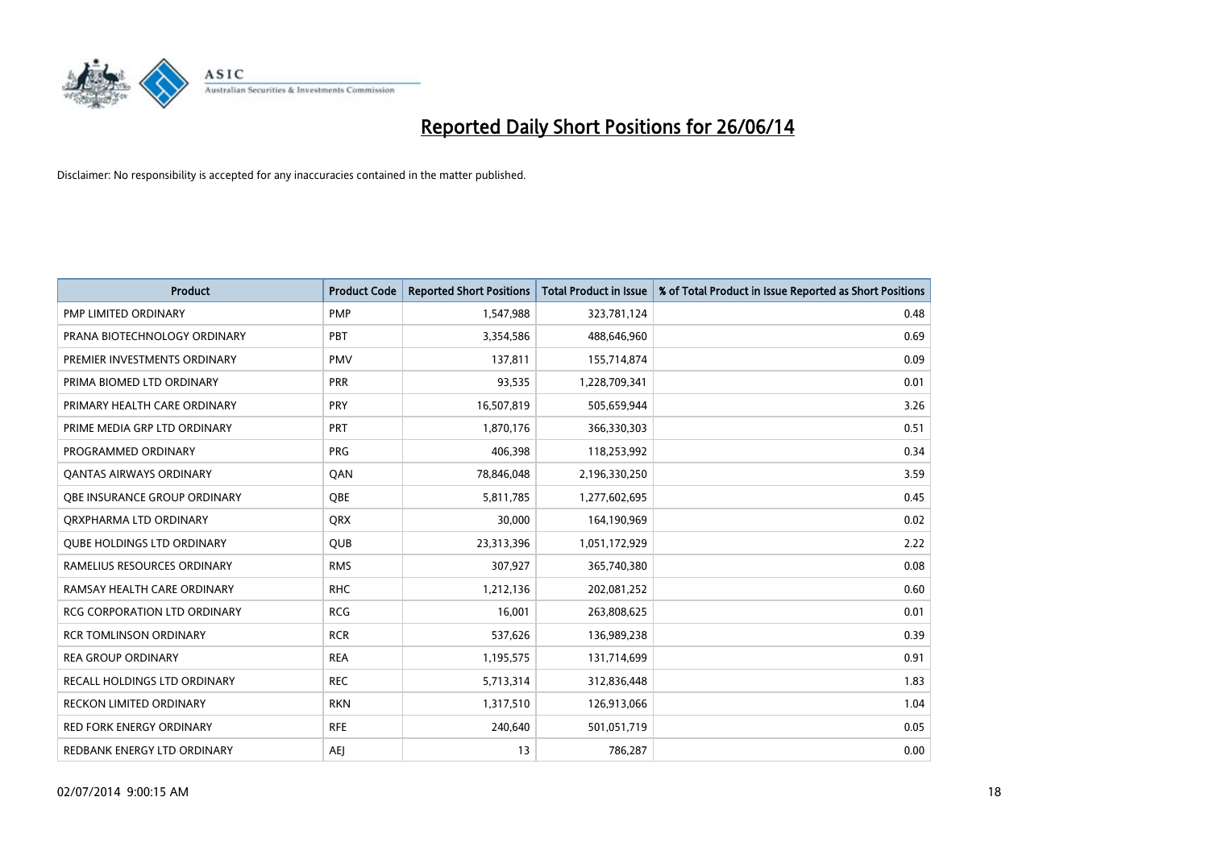# Reported Daily Short Positions for 26/06/14

Disclaimer: No responsibility is accepted for any inaccuracies contained in the matter published.

| Product | Product Code | Reported Short Positions | Total Product in Issue | % of Total Product in Issue Reported as Short Positions |
|---|---|---|---|---|
| PMP LIMITED ORDINARY | PMP | 1,547,988 | 323,781,124 | 0.48 |
| PRANA BIOTECHNOLOGY ORDINARY | PBT | 3,354,586 | 488,646,960 | 0.69 |
| PREMIER INVESTMENTS ORDINARY | PMV | 137,811 | 155,714,874 | 0.09 |
| PRIMA BIOMED LTD ORDINARY | PRR | 93,535 | 1,228,709,341 | 0.01 |
| PRIMARY HEALTH CARE ORDINARY | PRY | 16,507,819 | 505,659,944 | 3.26 |
| PRIME MEDIA GRP LTD ORDINARY | PRT | 1,870,176 | 366,330,303 | 0.51 |
| PROGRAMMED ORDINARY | PRG | 406,398 | 118,253,992 | 0.34 |
| QANTAS AIRWAYS ORDINARY | QAN | 78,846,048 | 2,196,330,250 | 3.59 |
| QBE INSURANCE GROUP ORDINARY | QBE | 5,811,785 | 1,277,602,695 | 0.45 |
| QRXPHARMA LTD ORDINARY | QRX | 30,000 | 164,190,969 | 0.02 |
| QUBE HOLDINGS LTD ORDINARY | QUB | 23,313,396 | 1,051,172,929 | 2.22 |
| RAMELIUS RESOURCES ORDINARY | RMS | 307,927 | 365,740,380 | 0.08 |
| RAMSAY HEALTH CARE ORDINARY | RHC | 1,212,136 | 202,081,252 | 0.60 |
| RCG CORPORATION LTD ORDINARY | RCG | 16,001 | 263,808,625 | 0.01 |
| RCR TOMLINSON ORDINARY | RCR | 537,626 | 136,989,238 | 0.39 |
| REA GROUP ORDINARY | REA | 1,195,575 | 131,714,699 | 0.91 |
| RECALL HOLDINGS LTD ORDINARY | REC | 5,713,314 | 312,836,448 | 1.83 |
| RECKON LIMITED ORDINARY | RKN | 1,317,510 | 126,913,066 | 1.04 |
| RED FORK ENERGY ORDINARY | RFE | 240,640 | 501,051,719 | 0.05 |
| REDBANK ENERGY LTD ORDINARY | AEJ | 13 | 786,287 | 0.00 |

02/07/2014 9:00:15 AM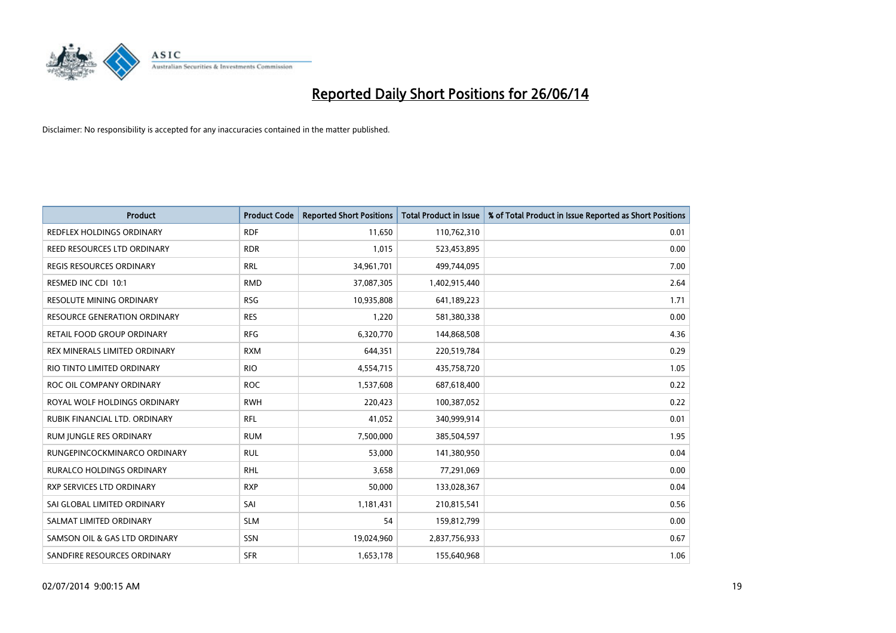# Reported Daily Short Positions for 26/06/14

Disclaimer: No responsibility is accepted for any inaccuracies contained in the matter published.

| Product | Product Code | Reported Short Positions | Total Product in Issue | % of Total Product in Issue Reported as Short Positions |
|---|---|---|---|---|
| REDFLEX HOLDINGS ORDINARY | RDF | 11,650 | 110,762,310 | 0.01 |
| REED RESOURCES LTD ORDINARY | RDR | 1,015 | 523,453,895 | 0.00 |
| REGIS RESOURCES ORDINARY | RRL | 34,961,701 | 499,744,095 | 7.00 |
| RESMED INC CDI 10:1 | RMD | 37,087,305 | 1,402,915,440 | 2.64 |
| RESOLUTE MINING ORDINARY | RSG | 10,935,808 | 641,189,223 | 1.71 |
| RESOURCE GENERATION ORDINARY | RES | 1,220 | 581,380,338 | 0.00 |
| RETAIL FOOD GROUP ORDINARY | RFG | 6,320,770 | 144,868,508 | 4.36 |
| REX MINERALS LIMITED ORDINARY | RXM | 644,351 | 220,519,784 | 0.29 |
| RIO TINTO LIMITED ORDINARY | RIO | 4,554,715 | 435,758,720 | 1.05 |
| ROC OIL COMPANY ORDINARY | ROC | 1,537,608 | 687,618,400 | 0.22 |
| ROYAL WOLF HOLDINGS ORDINARY | RWH | 220,423 | 100,387,052 | 0.22 |
| RUBIK FINANCIAL LTD. ORDINARY | RFL | 41,052 | 340,999,914 | 0.01 |
| RUM JUNGLE RES ORDINARY | RUM | 7,500,000 | 385,504,597 | 1.95 |
| RUNGEPINCOCKMINARCO ORDINARY | RUL | 53,000 | 141,380,950 | 0.04 |
| RURALCO HOLDINGS ORDINARY | RHL | 3,658 | 77,291,069 | 0.00 |
| RXP SERVICES LTD ORDINARY | RXP | 50,000 | 133,028,367 | 0.04 |
| SAI GLOBAL LIMITED ORDINARY | SAI | 1,181,431 | 210,815,541 | 0.56 |
| SALMAT LIMITED ORDINARY | SLM | 54 | 159,812,799 | 0.00 |
| SAMSON OIL & GAS LTD ORDINARY | SSN | 19,024,960 | 2,837,756,933 | 0.67 |
| SANDFIRE RESOURCES ORDINARY | SFR | 1,653,178 | 155,640,968 | 1.06 |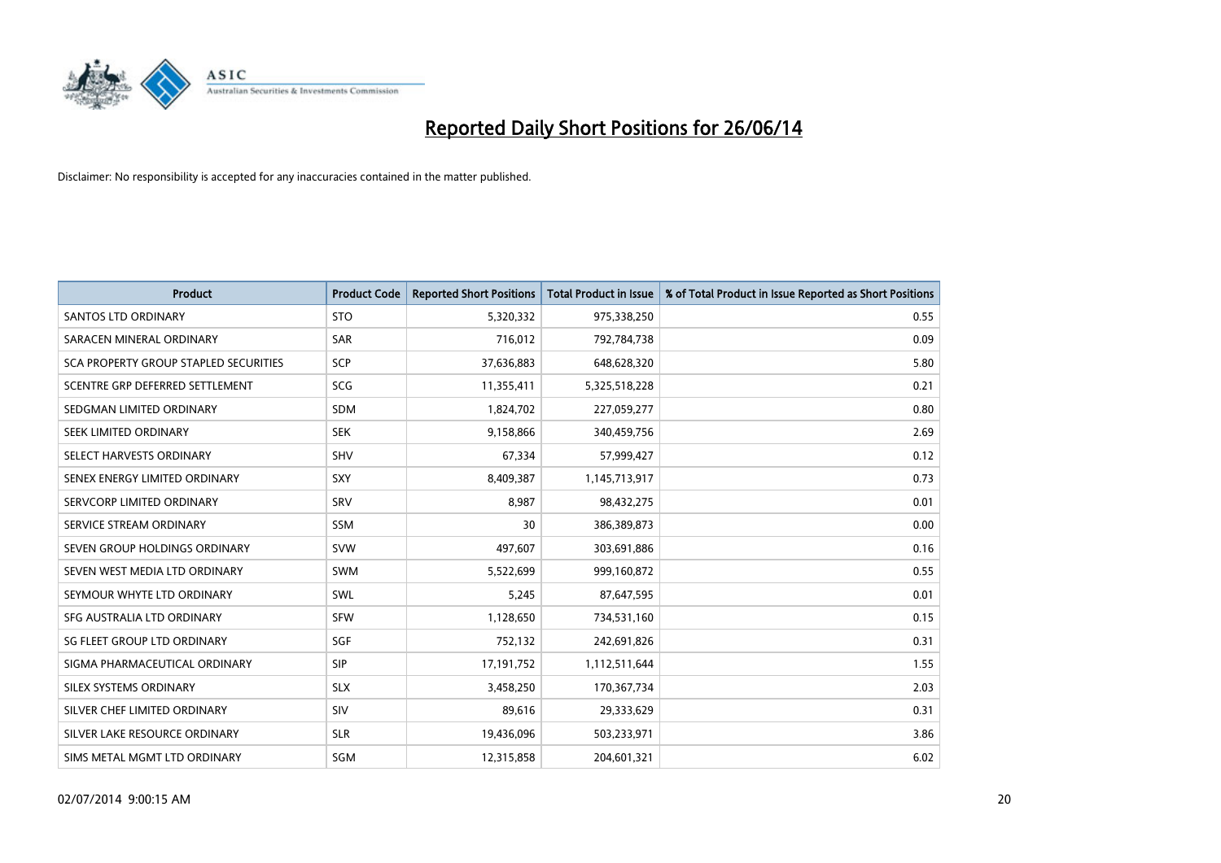# Reported Daily Short Positions for 26/06/14

Disclaimer: No responsibility is accepted for any inaccuracies contained in the matter published.

| Product | Product Code | Reported Short Positions | Total Product in Issue | % of Total Product in Issue Reported as Short Positions |
|---|---|---|---|---|
| SANTOS LTD ORDINARY | STO | 5,320,332 | 975,338,250 | 0.55 |
| SARACEN MINERAL ORDINARY | SAR | 716,012 | 792,784,738 | 0.09 |
| SCA PROPERTY GROUP STAPLED SECURITIES | SCP | 37,636,883 | 648,628,320 | 5.80 |
| SCENTRE GRP DEFERRED SETTLEMENT | SCG | 11,355,411 | 5,325,518,228 | 0.21 |
| SEDGMAN LIMITED ORDINARY | SDM | 1,824,702 | 227,059,277 | 0.80 |
| SEEK LIMITED ORDINARY | SEK | 9,158,866 | 340,459,756 | 2.69 |
| SELECT HARVESTS ORDINARY | SHV | 67,334 | 57,999,427 | 0.12 |
| SENEX ENERGY LIMITED ORDINARY | SXY | 8,409,387 | 1,145,713,917 | 0.73 |
| SERVCORP LIMITED ORDINARY | SRV | 8,987 | 98,432,275 | 0.01 |
| SERVICE STREAM ORDINARY | SSM | 30 | 386,389,873 | 0.00 |
| SEVEN GROUP HOLDINGS ORDINARY | SVW | 497,607 | 303,691,886 | 0.16 |
| SEVEN WEST MEDIA LTD ORDINARY | SWM | 5,522,699 | 999,160,872 | 0.55 |
| SEYMOUR WHYTE LTD ORDINARY | SWL | 5,245 | 87,647,595 | 0.01 |
| SFG AUSTRALIA LTD ORDINARY | SFW | 1,128,650 | 734,531,160 | 0.15 |
| SG FLEET GROUP LTD ORDINARY | SGF | 752,132 | 242,691,826 | 0.31 |
| SIGMA PHARMACEUTICAL ORDINARY | SIP | 17,191,752 | 1,112,511,644 | 1.55 |
| SILEX SYSTEMS ORDINARY | SLX | 3,458,250 | 170,367,734 | 2.03 |
| SILVER CHEF LIMITED ORDINARY | SIV | 89,616 | 29,333,629 | 0.31 |
| SILVER LAKE RESOURCE ORDINARY | SLR | 19,436,096 | 503,233,971 | 3.86 |
| SIMS METAL MGMT LTD ORDINARY | SGM | 12,315,858 | 204,601,321 | 6.02 |

02/07/2014 9:00:15 AM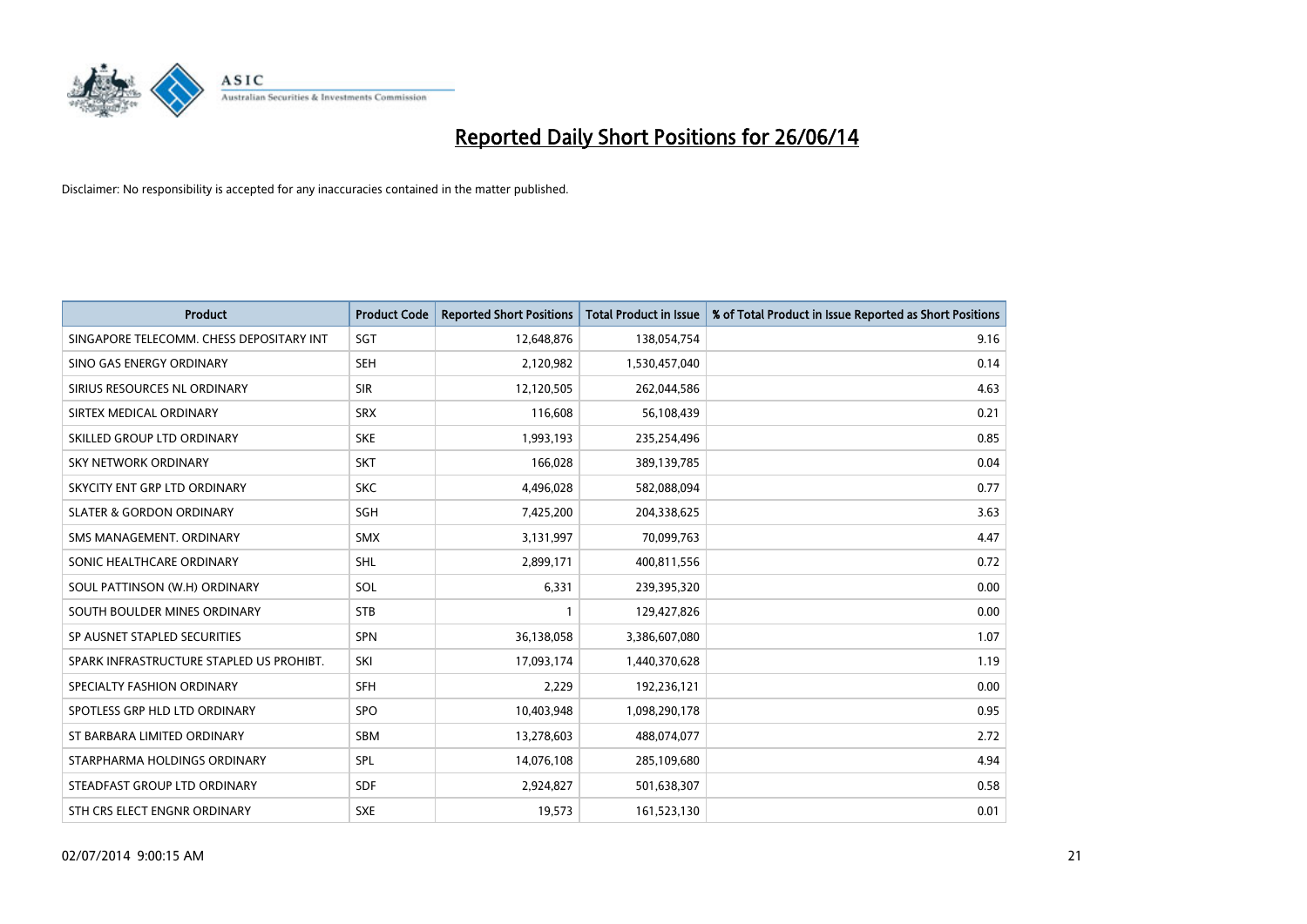# Reported Daily Short Positions for 26/06/14

Disclaimer: No responsibility is accepted for any inaccuracies contained in the matter published.

| Product | Product Code | Reported Short Positions | Total Product in Issue | % of Total Product in Issue Reported as Short Positions |
|---|---|---|---|---|
| SINGAPORE TELECOMM. CHESS DEPOSITARY INT | SGT | 12,648,876 | 138,054,754 | 9.16 |
| SINO GAS ENERGY ORDINARY | SEH | 2,120,982 | 1,530,457,040 | 0.14 |
| SIRIUS RESOURCES NL ORDINARY | SIR | 12,120,505 | 262,044,586 | 4.63 |
| SIRTEX MEDICAL ORDINARY | SRX | 116,608 | 56,108,439 | 0.21 |
| SKILLED GROUP LTD ORDINARY | SKE | 1,993,193 | 235,254,496 | 0.85 |
| SKY NETWORK ORDINARY | SKT | 166,028 | 389,139,785 | 0.04 |
| SKYCITY ENT GRP LTD ORDINARY | SKC | 4,496,028 | 582,088,094 | 0.77 |
| SLATER & GORDON ORDINARY | SGH | 7,425,200 | 204,338,625 | 3.63 |
| SMS MANAGEMENT. ORDINARY | SMX | 3,131,997 | 70,099,763 | 4.47 |
| SONIC HEALTHCARE ORDINARY | SHL | 2,899,171 | 400,811,556 | 0.72 |
| SOUL PATTINSON (W.H) ORDINARY | SOL | 6,331 | 239,395,320 | 0.00 |
| SOUTH BOULDER MINES ORDINARY | STB | 1 | 129,427,826 | 0.00 |
| SP AUSNET STAPLED SECURITIES | SPN | 36,138,058 | 3,386,607,080 | 1.07 |
| SPARK INFRASTRUCTURE STAPLED US PROHIBT. | SKI | 17,093,174 | 1,440,370,628 | 1.19 |
| SPECIALTY FASHION ORDINARY | SFH | 2,229 | 192,236,121 | 0.00 |
| SPOTLESS GRP HLD LTD ORDINARY | SPO | 10,403,948 | 1,098,290,178 | 0.95 |
| ST BARBARA LIMITED ORDINARY | SBM | 13,278,603 | 488,074,077 | 2.72 |
| STARPHARMA HOLDINGS ORDINARY | SPL | 14,076,108 | 285,109,680 | 4.94 |
| STEADFAST GROUP LTD ORDINARY | SDF | 2,924,827 | 501,638,307 | 0.58 |
| STH CRS ELECT ENGNR ORDINARY | SXE | 19,573 | 161,523,130 | 0.01 |

02/07/2014 9:00:15 AM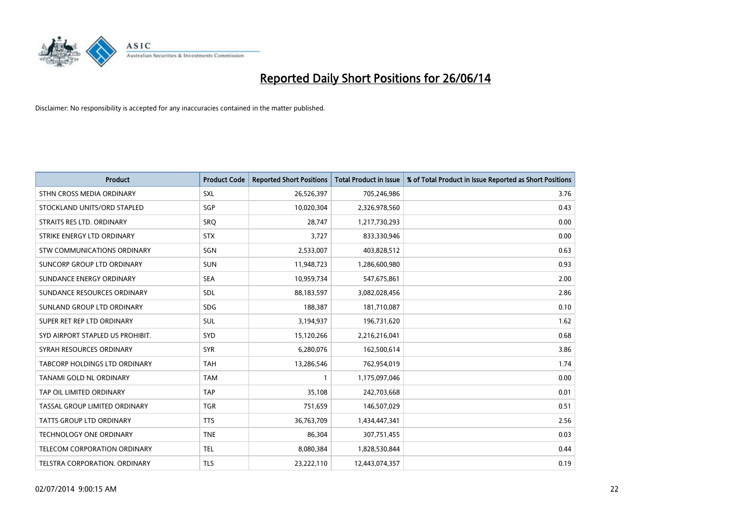# Reported Daily Short Positions for 26/06/14

Disclaimer: No responsibility is accepted for any inaccuracies contained in the matter published.

| Product | Product Code | Reported Short Positions | Total Product in Issue | % of Total Product in Issue Reported as Short Positions |
|---|---|---|---|---|
| STHN CROSS MEDIA ORDINARY | SXL | 26,526,397 | 705,246,986 | 3.76 |
| STOCKLAND UNITS/ORD STAPLED | SGP | 10,020,304 | 2,326,978,560 | 0.43 |
| STRAITS RES LTD. ORDINARY | SRQ | 28,747 | 1,217,730,293 | 0.00 |
| STRIKE ENERGY LTD ORDINARY | STX | 3,727 | 833,330,946 | 0.00 |
| STW COMMUNICATIONS ORDINARY | SGN | 2,533,007 | 403,828,512 | 0.63 |
| SUNCORP GROUP LTD ORDINARY | SUN | 11,948,723 | 1,286,600,980 | 0.93 |
| SUNDANCE ENERGY ORDINARY | SEA | 10,959,734 | 547,675,861 | 2.00 |
| SUNDANCE RESOURCES ORDINARY | SDL | 88,183,597 | 3,082,028,456 | 2.86 |
| SUNLAND GROUP LTD ORDINARY | SDG | 188,387 | 181,710,087 | 0.10 |
| SUPER RET REP LTD ORDINARY | SUL | 3,194,937 | 196,731,620 | 1.62 |
| SYD AIRPORT STAPLED US PROHIBIT. | SYD | 15,120,266 | 2,216,216,041 | 0.68 |
| SYRAH RESOURCES ORDINARY | SYR | 6,280,076 | 162,500,614 | 3.86 |
| TABCORP HOLDINGS LTD ORDINARY | TAH | 13,286,546 | 762,954,019 | 1.74 |
| TANAMI GOLD NL ORDINARY | TAM | 1 | 1,175,097,046 | 0.00 |
| TAP OIL LIMITED ORDINARY | TAP | 35,108 | 242,703,668 | 0.01 |
| TASSAL GROUP LIMITED ORDINARY | TGR | 751,659 | 146,507,029 | 0.51 |
| TATTS GROUP LTD ORDINARY | TTS | 36,763,709 | 1,434,447,341 | 2.56 |
| TECHNOLOGY ONE ORDINARY | TNE | 86,304 | 307,751,455 | 0.03 |
| TELECOM CORPORATION ORDINARY | TEL | 8,080,384 | 1,828,530,844 | 0.44 |
| TELSTRA CORPORATION. ORDINARY | TLS | 23,222,110 | 12,443,074,357 | 0.19 |

02/07/2014 9:00:15 AM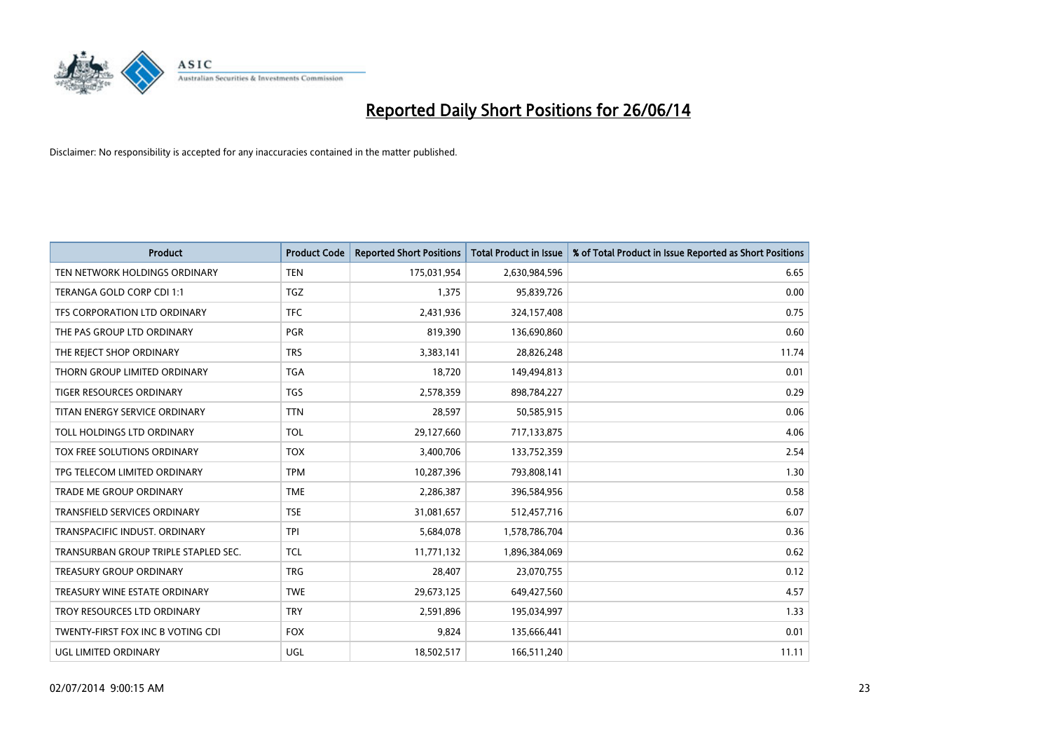# Reported Daily Short Positions for 26/06/14

Disclaimer: No responsibility is accepted for any inaccuracies contained in the matter published.

| Product | Product Code | Reported Short Positions | Total Product in Issue | % of Total Product in Issue Reported as Short Positions |
|---|---|---|---|---|
| TEN NETWORK HOLDINGS ORDINARY | TEN | 175,031,954 | 2,630,984,596 | 6.65 |
| TERANGA GOLD CORP CDI 1:1 | TGZ | 1,375 | 95,839,726 | 0.00 |
| TFS CORPORATION LTD ORDINARY | TFC | 2,431,936 | 324,157,408 | 0.75 |
| THE PAS GROUP LTD ORDINARY | PGR | 819,390 | 136,690,860 | 0.60 |
| THE REJECT SHOP ORDINARY | TRS | 3,383,141 | 28,826,248 | 11.74 |
| THORN GROUP LIMITED ORDINARY | TGA | 18,720 | 149,494,813 | 0.01 |
| TIGER RESOURCES ORDINARY | TGS | 2,578,359 | 898,784,227 | 0.29 |
| TITAN ENERGY SERVICE ORDINARY | TTN | 28,597 | 50,585,915 | 0.06 |
| TOLL HOLDINGS LTD ORDINARY | TOL | 29,127,660 | 717,133,875 | 4.06 |
| TOX FREE SOLUTIONS ORDINARY | TOX | 3,400,706 | 133,752,359 | 2.54 |
| TPG TELECOM LIMITED ORDINARY | TPM | 10,287,396 | 793,808,141 | 1.30 |
| TRADE ME GROUP ORDINARY | TME | 2,286,387 | 396,584,956 | 0.58 |
| TRANSFIELD SERVICES ORDINARY | TSE | 31,081,657 | 512,457,716 | 6.07 |
| TRANSPACIFIC INDUST. ORDINARY | TPI | 5,684,078 | 1,578,786,704 | 0.36 |
| TRANSURBAN GROUP TRIPLE STAPLED SEC. | TCL | 11,771,132 | 1,896,384,069 | 0.62 |
| TREASURY GROUP ORDINARY | TRG | 28,407 | 23,070,755 | 0.12 |
| TREASURY WINE ESTATE ORDINARY | TWE | 29,673,125 | 649,427,560 | 4.57 |
| TROY RESOURCES LTD ORDINARY | TRY | 2,591,896 | 195,034,997 | 1.33 |
| TWENTY-FIRST FOX INC B VOTING CDI | FOX | 9,824 | 135,666,441 | 0.01 |
| UGL LIMITED ORDINARY | UGL | 18,502,517 | 166,511,240 | 11.11 |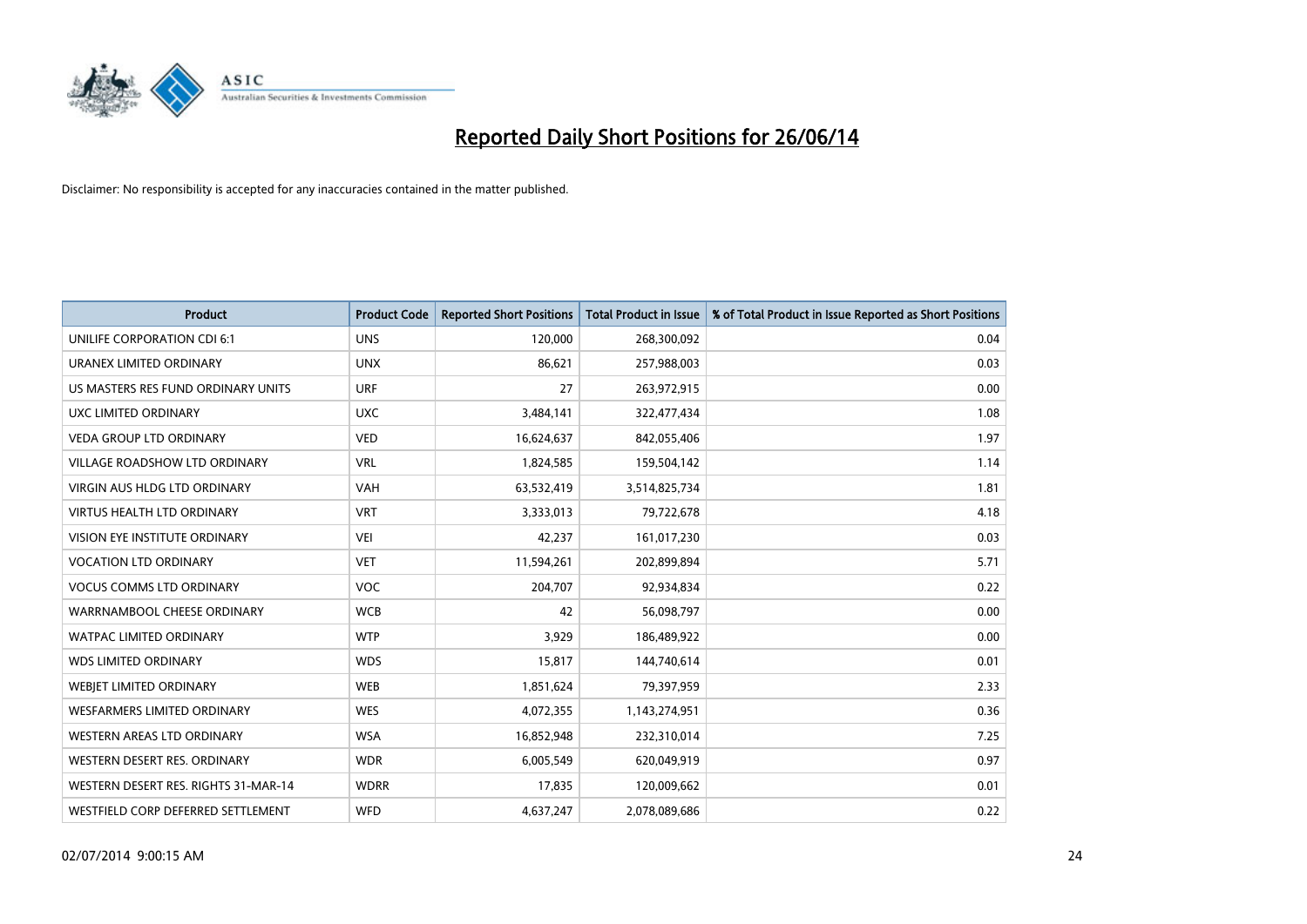# Reported Daily Short Positions for 26/06/14

Disclaimer: No responsibility is accepted for any inaccuracies contained in the matter published.

| Product | Product Code | Reported Short Positions | Total Product in Issue | % of Total Product in Issue Reported as Short Positions |
|---|---|---|---|---|
| UNILIFE CORPORATION CDI 6:1 | UNS | 120,000 | 268,300,092 | 0.04 |
| URANEX LIMITED ORDINARY | UNX | 86,621 | 257,988,003 | 0.03 |
| US MASTERS RES FUND ORDINARY UNITS | URF | 27 | 263,972,915 | 0.00 |
| UXC LIMITED ORDINARY | UXC | 3,484,141 | 322,477,434 | 1.08 |
| VEDA GROUP LTD ORDINARY | VED | 16,624,637 | 842,055,406 | 1.97 |
| VILLAGE ROADSHOW LTD ORDINARY | VRL | 1,824,585 | 159,504,142 | 1.14 |
| VIRGIN AUS HLDG LTD ORDINARY | VAH | 63,532,419 | 3,514,825,734 | 1.81 |
| VIRTUS HEALTH LTD ORDINARY | VRT | 3,333,013 | 79,722,678 | 4.18 |
| VISION EYE INSTITUTE ORDINARY | VEI | 42,237 | 161,017,230 | 0.03 |
| VOCATION LTD ORDINARY | VET | 11,594,261 | 202,899,894 | 5.71 |
| VOCUS COMMS LTD ORDINARY | VOC | 204,707 | 92,934,834 | 0.22 |
| WARRNAMBOOL CHEESE ORDINARY | WCB | 42 | 56,098,797 | 0.00 |
| WATPAC LIMITED ORDINARY | WTP | 3,929 | 186,489,922 | 0.00 |
| WDS LIMITED ORDINARY | WDS | 15,817 | 144,740,614 | 0.01 |
| WEBJET LIMITED ORDINARY | WEB | 1,851,624 | 79,397,959 | 2.33 |
| WESFARMERS LIMITED ORDINARY | WES | 4,072,355 | 1,143,274,951 | 0.36 |
| WESTERN AREAS LTD ORDINARY | WSA | 16,852,948 | 232,310,014 | 7.25 |
| WESTERN DESERT RES. ORDINARY | WDR | 6,005,549 | 620,049,919 | 0.97 |
| WESTERN DESERT RES. RIGHTS 31-MAR-14 | WDRR | 17,835 | 120,009,662 | 0.01 |
| WESTFIELD CORP DEFERRED SETTLEMENT | WFD | 4,637,247 | 2,078,089,686 | 0.22 |

02/07/2014 9:00:15 AM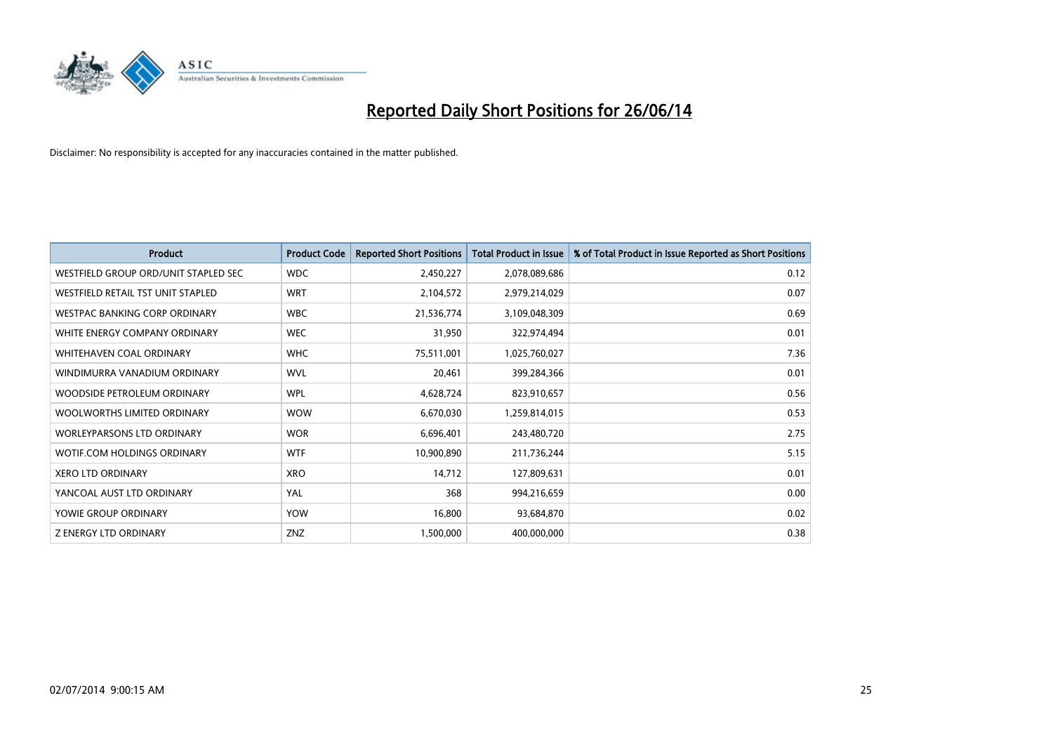# Reported Daily Short Positions for 26/06/14

Disclaimer: No responsibility is accepted for any inaccuracies contained in the matter published.

| Product | Product Code | Reported Short Positions | Total Product in Issue | % of Total Product in Issue Reported as Short Positions |
|---|---|---|---|---|
| WESTFIELD GROUP ORD/UNIT STAPLED SEC | WDC | 2,450,227 | 2,078,089,686 | 0.12 |
| WESTFIELD RETAIL TST UNIT STAPLED | WRT | 2,104,572 | 2,979,214,029 | 0.07 |
| WESTPAC BANKING CORP ORDINARY | WBC | 21,536,774 | 3,109,048,309 | 0.69 |
| WHITE ENERGY COMPANY ORDINARY | WEC | 31,950 | 322,974,494 | 0.01 |
| WHITEHAVEN COAL ORDINARY | WHC | 75,511,001 | 1,025,760,027 | 7.36 |
| WINDIMURRA VANADIUM ORDINARY | WVL | 20,461 | 399,284,366 | 0.01 |
| WOODSIDE PETROLEUM ORDINARY | WPL | 4,628,724 | 823,910,657 | 0.56 |
| WOOLWORTHS LIMITED ORDINARY | WOW | 6,670,030 | 1,259,814,015 | 0.53 |
| WORLEYPARSONS LTD ORDINARY | WOR | 6,696,401 | 243,480,720 | 2.75 |
| WOTIF.COM HOLDINGS ORDINARY | WTF | 10,900,890 | 211,736,244 | 5.15 |
| XERO LTD ORDINARY | XRO | 14,712 | 127,809,631 | 0.01 |
| YANCOAL AUST LTD ORDINARY | YAL | 368 | 994,216,659 | 0.00 |
| YOWIE GROUP ORDINARY | YOW | 16,800 | 93,684,870 | 0.02 |
| Z ENERGY LTD ORDINARY | ZNZ | 1,500,000 | 400,000,000 | 0.38 |

02/07/2014 9:00:15 AM